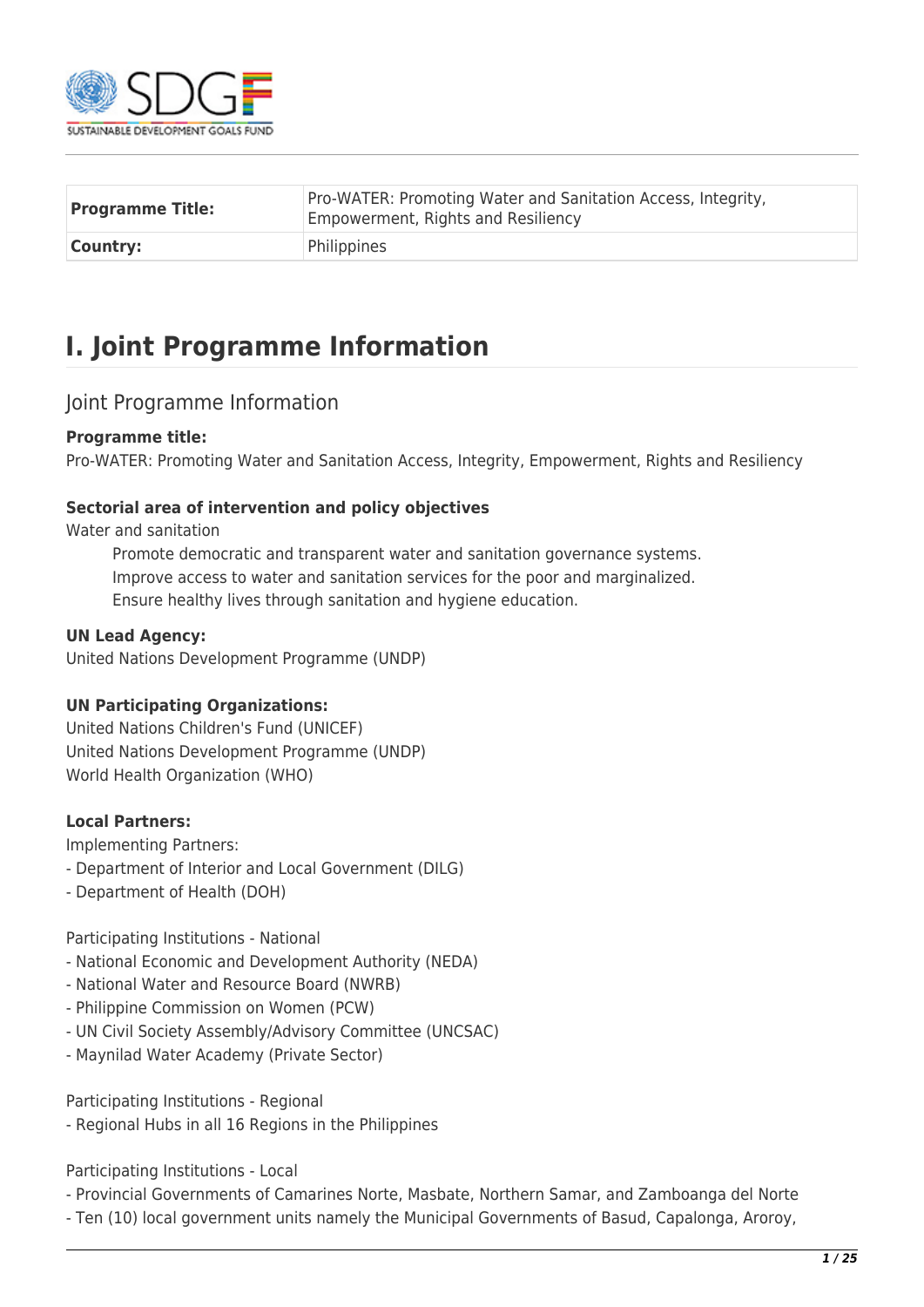| | |
|---|---|
| **Programme Title:** | Pro-WATER: Promoting Water and Sanitation Access, Integrity, Empowerment, Rights and Resiliency |
| **Country:** | Philippines |

# I. Joint Programme Information

## Joint Programme Information

**Programme title:**
Pro-WATER: Promoting Water and Sanitation Access, Integrity, Empowerment, Rights and Resiliency

**Sectorial area of intervention and policy objectives**
Water and sanitation

Promote democratic and transparent water and sanitation governance systems.
Improve access to water and sanitation services for the poor and marginalized.
Ensure healthy lives through sanitation and hygiene education.

**UN Lead Agency:**
United Nations Development Programme (UNDP)

**UN Participating Organizations:**
United Nations Children's Fund (UNICEF)
United Nations Development Programme (UNDP)
World Health Organization (WHO)

**Local Partners:**
Implementing Partners:
- Department of Interior and Local Government (DILG)
- Department of Health (DOH)

Participating Institutions - National
- National Economic and Development Authority (NEDA)
- National Water and Resource Board (NWRB)
- Philippine Commission on Women (PCW)
- UN Civil Society Assembly/Advisory Committee (UNCSAC)
- Maynilad Water Academy (Private Sector)

Participating Institutions - Regional
- Regional Hubs in all 16 Regions in the Philippines

Participating Institutions - Local
- Provincial Governments of Camarines Norte, Masbate, Northern Samar, and Zamboanga del Norte
- Ten (10) local government units namely the Municipal Governments of Basud, Capalonga, Aroroy,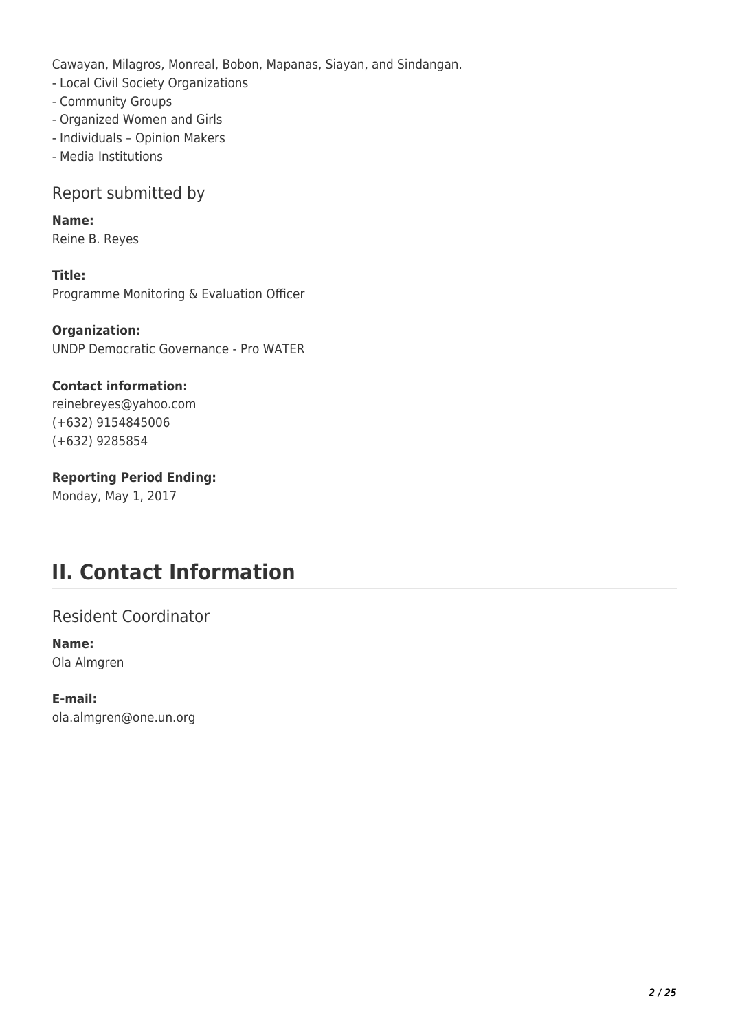Cawayan, Milagros, Monreal, Bobon, Mapanas, Siayan, and Sindangan.
- Local Civil Society Organizations
- Community Groups
- Organized Women and Girls
- Individuals – Opinion Makers
- Media Institutions

### Report submitted by

**Name:**
Reine B. Reyes

**Title:**
Programme Monitoring & Evaluation Officer

**Organization:**
UNDP Democratic Governance - Pro WATER

**Contact information:**
reinebreyes@yahoo.com
(+632) 9154845006
(+632) 9285854

**Reporting Period Ending:**
Monday, May 1, 2017

## II. Contact Information

### Resident Coordinator

**Name:**
Ola Almgren

**E-mail:**
ola.almgren@one.un.org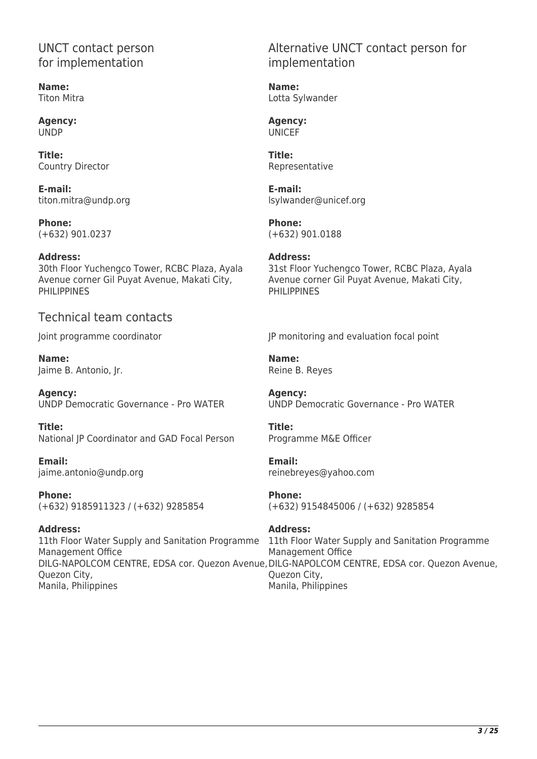## UNCT contact person for implementation

**Name:**
Titon Mitra

**Agency:**
UNDP

**Title:**
Country Director

**E-mail:**
titon.mitra@undp.org

**Phone:**
(+632) 901.0237

**Address:**
30th Floor Yuchengco Tower, RCBC Plaza, Ayala Avenue corner Gil Puyat Avenue, Makati City, PHILIPPINES

## Alternative UNCT contact person for implementation

**Name:**
Lotta Sylwander

**Agency:**
UNICEF

**Title:**
Representative

**E-mail:**
lsylwander@unicef.org

**Phone:**
(+632) 901.0188

**Address:**
31st Floor Yuchengco Tower, RCBC Plaza, Ayala Avenue corner Gil Puyat Avenue, Makati City, PHILIPPINES

## Technical team contacts

Joint programme coordinator

**Name:**
Jaime B. Antonio, Jr.

**Agency:**
UNDP Democratic Governance - Pro WATER

**Title:**
National JP Coordinator and GAD Focal Person

**Email:**
jaime.antonio@undp.org

**Phone:**
(+632) 9185911323 / (+632) 9285854

**Address:**
11th Floor Water Supply and Sanitation Programme Management Office
DILG-NAPOLCOM CENTRE, EDSA cor. Quezon Avenue, Quezon City,
Manila, Philippines

JP monitoring and evaluation focal point

**Name:**
Reine B. Reyes

**Agency:**
UNDP Democratic Governance - Pro WATER

**Title:**
Programme M&E Officer

**Email:**
reinebreyes@yahoo.com

**Phone:**
(+632) 9154845006 / (+632) 9285854

**Address:**
11th Floor Water Supply and Sanitation Programme Management Office
DILG-NAPOLCOM CENTRE, EDSA cor. Quezon Avenue, Quezon City,
Manila, Philippines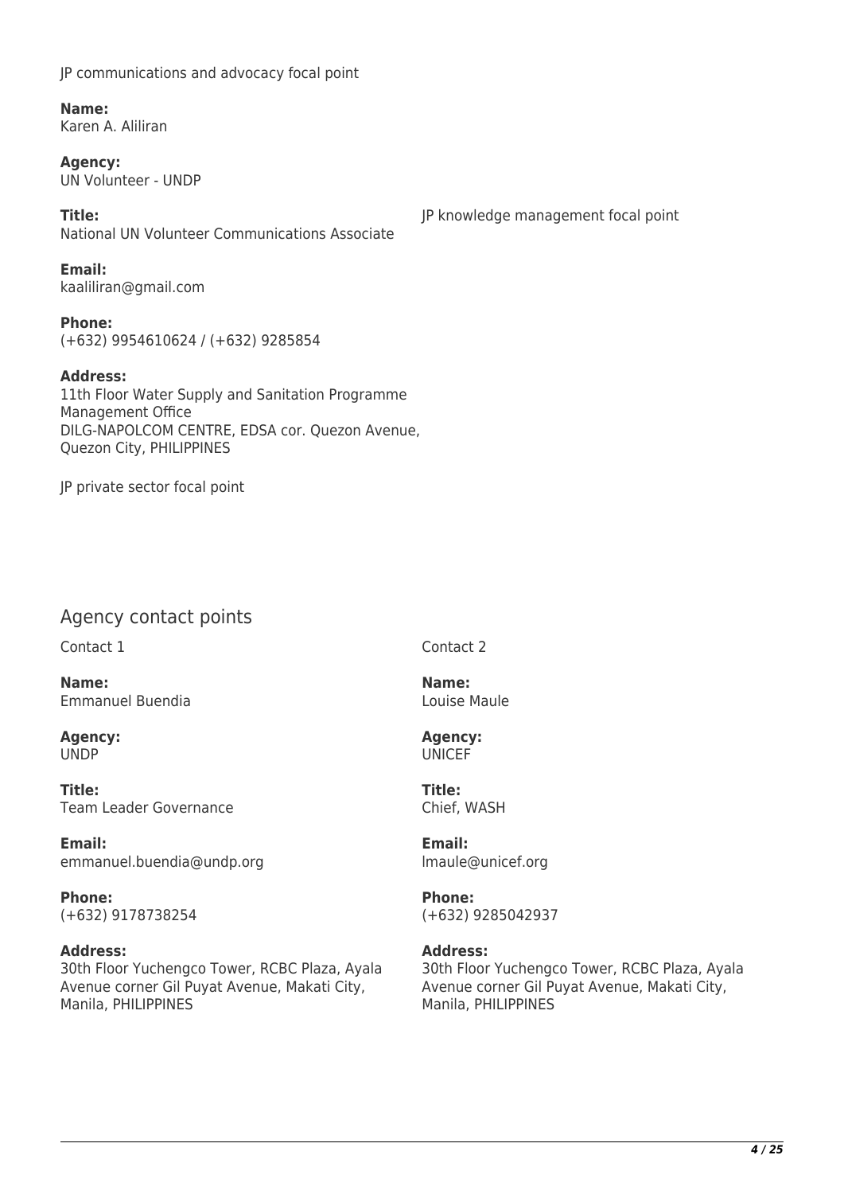JP communications and advocacy focal point

**Name:**
Karen A. Aliliran

**Agency:**
UN Volunteer - UNDP

**Title:**
National UN Volunteer Communications Associate

**Email:**
kaaliliran@gmail.com

**Phone:**
(+632) 9954610624 / (+632) 9285854

**Address:**
11th Floor Water Supply and Sanitation Programme Management Office
DILG-NAPOLCOM CENTRE, EDSA cor. Quezon Avenue, Quezon City, PHILIPPINES

JP knowledge management focal point

JP private sector focal point

## Agency contact points

Contact 1

**Name:**
Emmanuel Buendia

**Agency:**
UNDP

**Title:**
Team Leader Governance

**Email:**
emmanuel.buendia@undp.org

**Phone:**
(+632) 9178738254

**Address:**
30th Floor Yuchengco Tower, RCBC Plaza, Ayala Avenue corner Gil Puyat Avenue, Makati City, Manila, PHILIPPINES

Contact 2

**Name:**
Louise Maule

**Agency:**
UNICEF

**Title:**
Chief, WASH

**Email:**
lmaule@unicef.org

**Phone:**
(+632) 9285042937

**Address:**
30th Floor Yuchengco Tower, RCBC Plaza, Ayala Avenue corner Gil Puyat Avenue, Makati City, Manila, PHILIPPINES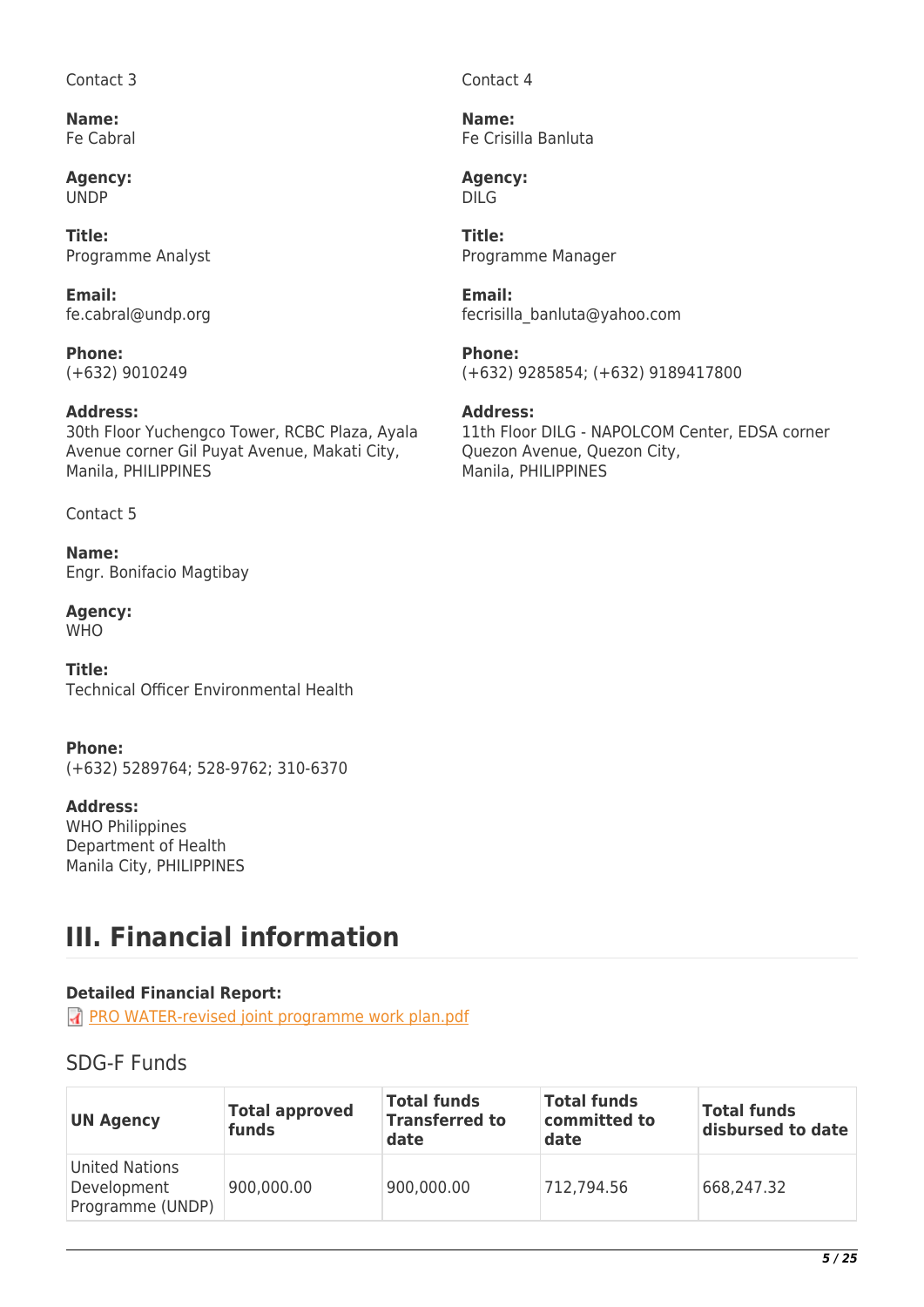Contact 3

**Name:**
Fe Cabral

**Agency:**
UNDP

**Title:**
Programme Analyst

**Email:**
fe.cabral@undp.org

**Phone:**
(+632) 9010249

**Address:**
30th Floor Yuchengco Tower, RCBC Plaza, Ayala Avenue corner Gil Puyat Avenue, Makati City, Manila, PHILIPPINES

Contact 4

**Name:**
Fe Crisilla Banluta

**Agency:**
DILG

**Title:**
Programme Manager

**Email:**
fecrisilla_banluta@yahoo.com

**Phone:**
(+632) 9285854; (+632) 9189417800

**Address:**
11th Floor DILG - NAPOLCOM Center, EDSA corner Quezon Avenue, Quezon City, Manila, PHILIPPINES

Contact 5

**Name:**
Engr. Bonifacio Magtibay

**Agency:**
WHO

**Title:**
Technical Officer Environmental Health

**Phone:**
(+632) 5289764; 528-9762; 310-6370

**Address:**
WHO Philippines
Department of Health
Manila City, PHILIPPINES

# III. Financial information

**Detailed Financial Report:**
PRO WATER-revised joint programme work plan.pdf

## SDG-F Funds

| UN Agency | Total approved funds | Total funds Transferred to date | Total funds committed to date | Total funds disbursed to date |
|---|---|---|---|---|
| United Nations Development Programme (UNDP) | 900,000.00 | 900,000.00 | 712,794.56 | 668,247.32 |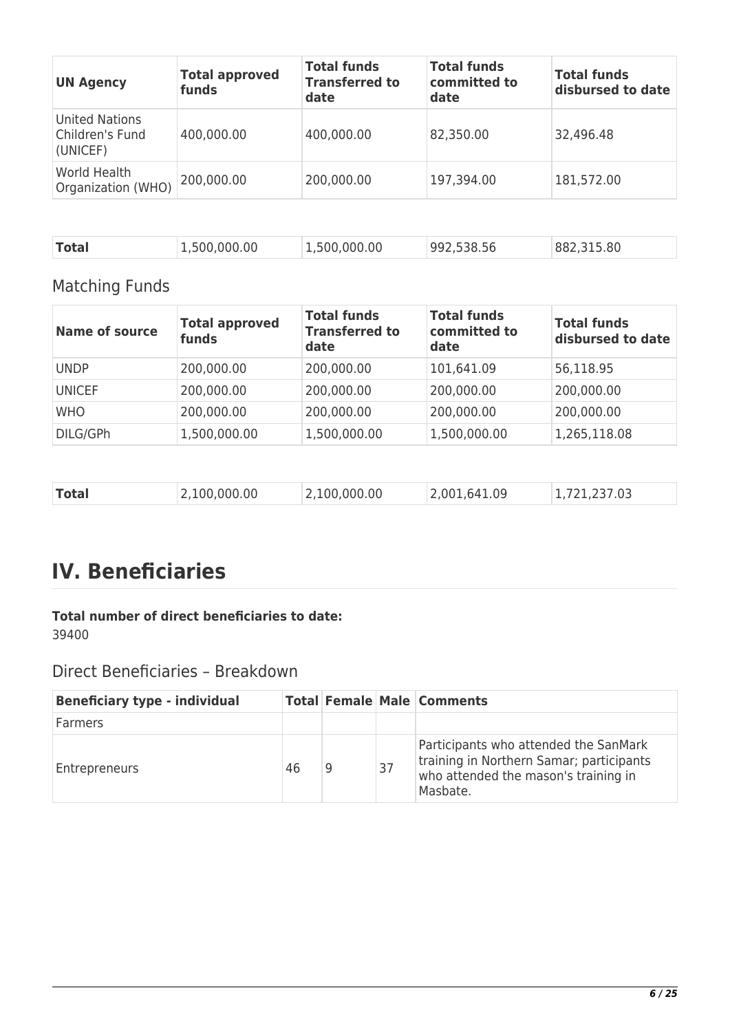| UN Agency | Total approved funds | Total funds Transferred to date | Total funds committed to date | Total funds disbursed to date |
|---|---|---|---|---|
| United Nations Children's Fund (UNICEF) | 400,000.00 | 400,000.00 | 82,350.00 | 32,496.48 |
| World Health Organization (WHO) | 200,000.00 | 200,000.00 | 197,394.00 | 181,572.00 |

| Total | 1,500,000.00 | 1,500,000.00 | 992,538.56 | 882,315.80 |
|---|---|---|---|---|

## Matching Funds

| Name of source | Total approved funds | Total funds Transferred to date | Total funds committed to date | Total funds disbursed to date |
|---|---|---|---|---|
| UNDP | 200,000.00 | 200,000.00 | 101,641.09 | 56,118.95 |
| UNICEF | 200,000.00 | 200,000.00 | 200,000.00 | 200,000.00 |
| WHO | 200,000.00 | 200,000.00 | 200,000.00 | 200,000.00 |
| DILG/GPh | 1,500,000.00 | 1,500,000.00 | 1,500,000.00 | 1,265,118.08 |

| Total | 2,100,000.00 | 2,100,000.00 | 2,001,641.09 | 1,721,237.03 |
|---|---|---|---|---|

# IV. Beneficiaries

**Total number of direct beneficiaries to date:**
39400

## Direct Beneficiaries – Breakdown

| Beneficiary type - individual | Total | Female | Male | Comments |
|---|---|---|---|---|
| Farmers | | | | |
| Entrepreneurs | 46 | 9 | 37 | Participants who attended the SanMark training in Northern Samar; participants who attended the mason's training in Masbate. |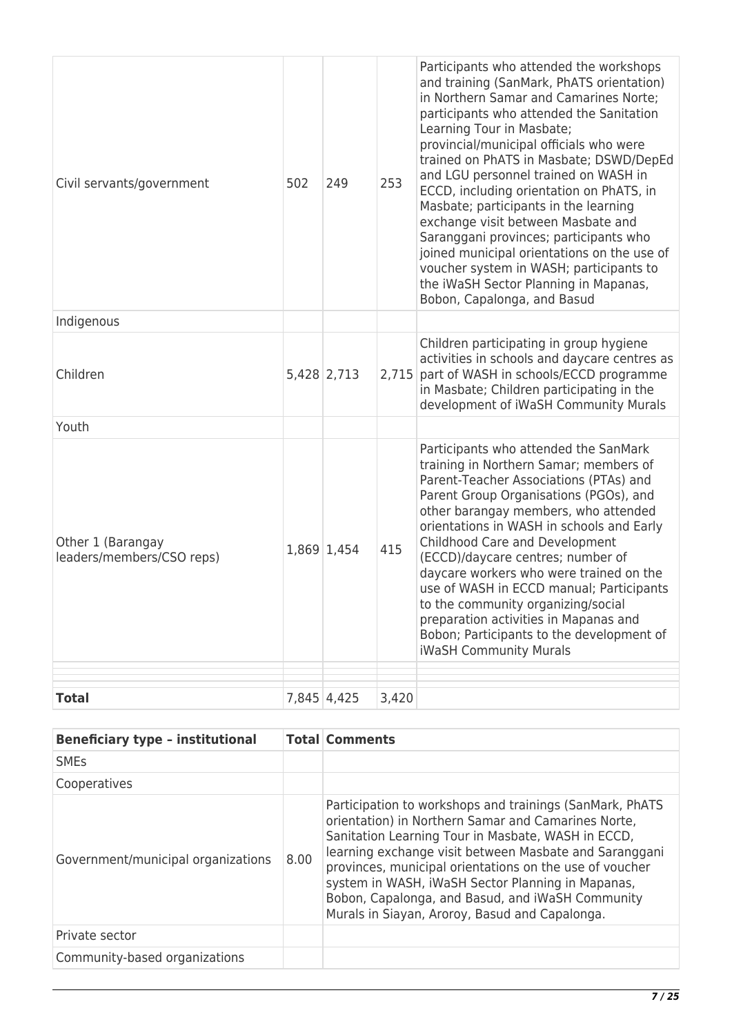| | | | | |
|---|---|---|---|---|
| Civil servants/government | 502 | 249 | 253 | Participants who attended the workshops and training (SanMark, PhATS orientation) in Northern Samar and Camarines Norte; participants who attended the Sanitation Learning Tour in Masbate; provincial/municipal officials who were trained on PhATS in Masbate; DSWD/DepEd and LGU personnel trained on WASH in ECCD, including orientation on PhATS, in Masbate; participants in the learning exchange visit between Masbate and Saranggani provinces; participants who joined municipal orientations on the use of voucher system in WASH; participants to the iWaSH Sector Planning in Mapanas, Bobon, Capalonga, and Basud |
| Indigenous | | | | |
| Children | 5,428 | 2,713 | 2,715 | Children participating in group hygiene activities in schools and daycare centres as part of WASH in schools/ECCD programme in Masbate; Children participating in the development of iWaSH Community Murals |
| Youth | | | | |
| Other 1 (Barangay leaders/members/CSO reps) | 1,869 | 1,454 | 415 | Participants who attended the SanMark training in Northern Samar; members of Parent-Teacher Associations (PTAs) and Parent Group Organisations (PGOs), and other barangay members, who attended orientations in WASH in schools and Early Childhood Care and Development (ECCD)/daycare centres; number of daycare workers who were trained on the use of WASH in ECCD manual; Participants to the community organizing/social preparation activities in Mapanas and Bobon; Participants to the development of iWaSH Community Murals |
| | | | | |
| | | | | |
| **Total** | 7,845 | 4,425 | 3,420 | |

| **Beneficiary type – institutional** | **Total** | **Comments** |
|---|---|---|
| SMEs | | |
| Cooperatives | | |
| Government/municipal organizations | 8.00 | Participation to workshops and trainings (SanMark, PhATS orientation) in Northern Samar and Camarines Norte, Sanitation Learning Tour in Masbate, WASH in ECCD, learning exchange visit between Masbate and Saranggani provinces, municipal orientations on the use of voucher system in WASH, iWaSH Sector Planning in Mapanas, Bobon, Capalonga, and Basud, and iWaSH Community Murals in Siayan, Aroroy, Basud and Capalonga. |
| Private sector | | |
| Community-based organizations | | |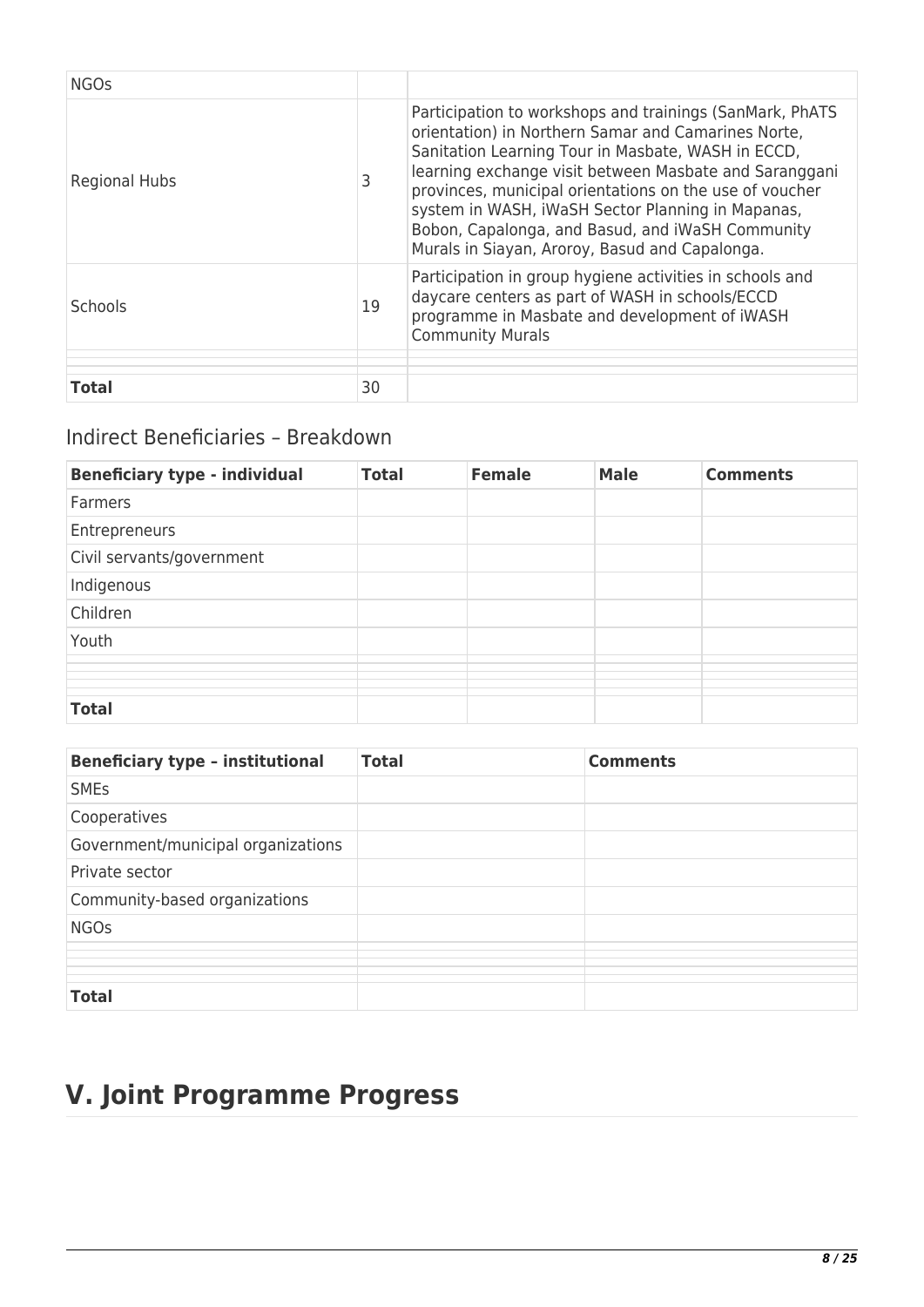| | | |
|---|---|---|
| NGOs | | |
| Regional Hubs | 3 | Participation to workshops and trainings (SanMark, PhATS orientation) in Northern Samar and Camarines Norte, Sanitation Learning Tour in Masbate, WASH in ECCD, learning exchange visit between Masbate and Saranggani provinces, municipal orientations on the use of voucher system in WASH, iWaSH Sector Planning in Mapanas, Bobon, Capalonga, and Basud, and iWaSH Community Murals in Siayan, Aroroy, Basud and Capalonga. |
| Schools | 19 | Participation in group hygiene activities in schools and daycare centers as part of WASH in schools/ECCD programme in Masbate and development of iWASH Community Murals |
| | | |
| | | |
| **Total** | 30 | |

## Indirect Beneficiaries – Breakdown

| Beneficiary type - individual | Total | Female | Male | Comments |
|---|---|---|---|---|
| Farmers | | | | |
| Entrepreneurs | | | | |
| Civil servants/government | | | | |
| Indigenous | | | | |
| Children | | | | |
| Youth | | | | |
| | | | | |
| | | | | |
| | | | | |
| **Total** | | | | |

| Beneficiary type – institutional | Total | Comments |
|---|---|---|
| SMEs | | |
| Cooperatives | | |
| Government/municipal organizations | | |
| Private sector | | |
| Community-based organizations | | |
| NGOs | | |
| | | |
| | | |
| | | |
| **Total** | | |

# V. Joint Programme Progress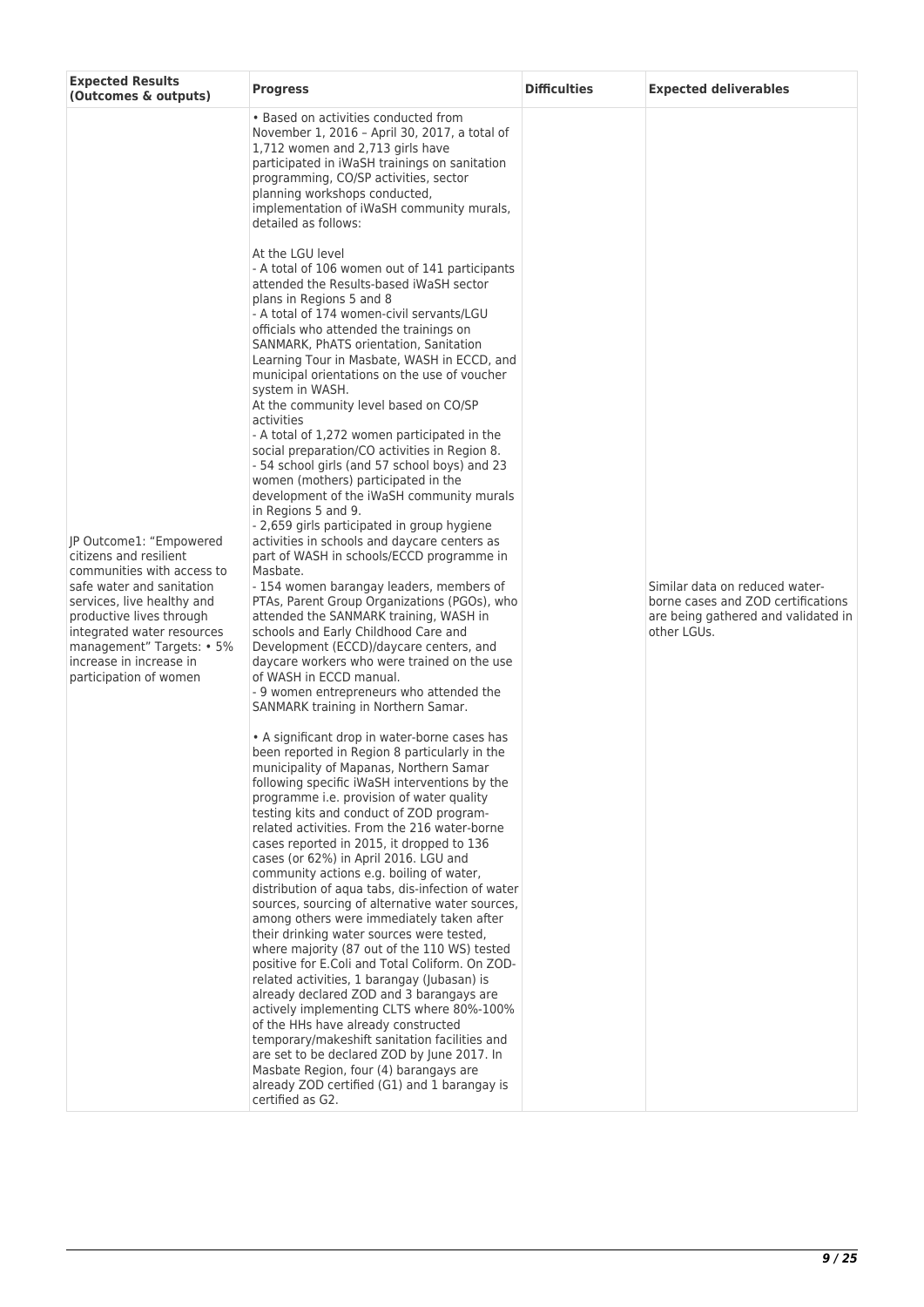| Expected Results (Outcomes & outputs) | Progress | Difficulties | Expected deliverables |
|---|---|---|---|
| JP Outcome1: "Empowered citizens and resilient communities with access to safe water and sanitation services, live healthy and productive lives through integrated water resources management" Targets: • 5% increase in increase in participation of women | • Based on activities conducted from November 1, 2016 – April 30, 2017, a total of 1,712 women and 2,713 girls have participated in iWaSH trainings on sanitation programming, CO/SP activities, sector planning workshops conducted, implementation of iWaSH community murals, detailed as follows:<br><br>At the LGU level<br>- A total of 106 women out of 141 participants attended the Results-based iWaSH sector plans in Regions 5 and 8<br>- A total of 174 women-civil servants/LGU officials who attended the trainings on SANMARK, PhATS orientation, Sanitation Learning Tour in Masbate, WASH in ECCD, and municipal orientations on the use of voucher system in WASH.<br>At the community level based on CO/SP activities<br>- A total of 1,272 women participated in the social preparation/CO activities in Region 8.<br>- 54 school girls (and 57 school boys) and 23 women (mothers) participated in the development of the iWaSH community murals in Regions 5 and 9.<br>- 2,659 girls participated in group hygiene activities in schools and daycare centers as part of WASH in schools/ECCD programme in Masbate.<br>- 154 women barangay leaders, members of PTAs, Parent Group Organizations (PGOs), who attended the SANMARK training, WASH in schools and Early Childhood Care and Development (ECCD)/daycare centers, and daycare workers who were trained on the use of WASH in ECCD manual.<br>- 9 women entrepreneurs who attended the SANMARK training in Northern Samar.<br><br>• A significant drop in water-borne cases has been reported in Region 8 particularly in the municipality of Mapanas, Northern Samar following specific iWaSH interventions by the programme i.e. provision of water quality testing kits and conduct of ZOD program-related activities. From the 216 water-borne cases reported in 2015, it dropped to 136 cases (or 62%) in April 2016. LGU and community actions e.g. boiling of water, distribution of aqua tabs, dis-infection of water sources, sourcing of alternative water sources, among others were immediately taken after their drinking water sources were tested, where majority (87 out of the 110 WS) tested positive for E.Coli and Total Coliform. On ZOD-related activities, 1 barangay (Jubasan) is already declared ZOD and 3 barangays are actively implementing CLTS where 80%-100% of the HHs have already constructed temporary/makeshift sanitation facilities and are set to be declared ZOD by June 2017. In Masbate Region, four (4) barangays are already ZOD certified (G1) and 1 barangay is certified as G2. | | Similar data on reduced water-borne cases and ZOD certifications are being gathered and validated in other LGUs. |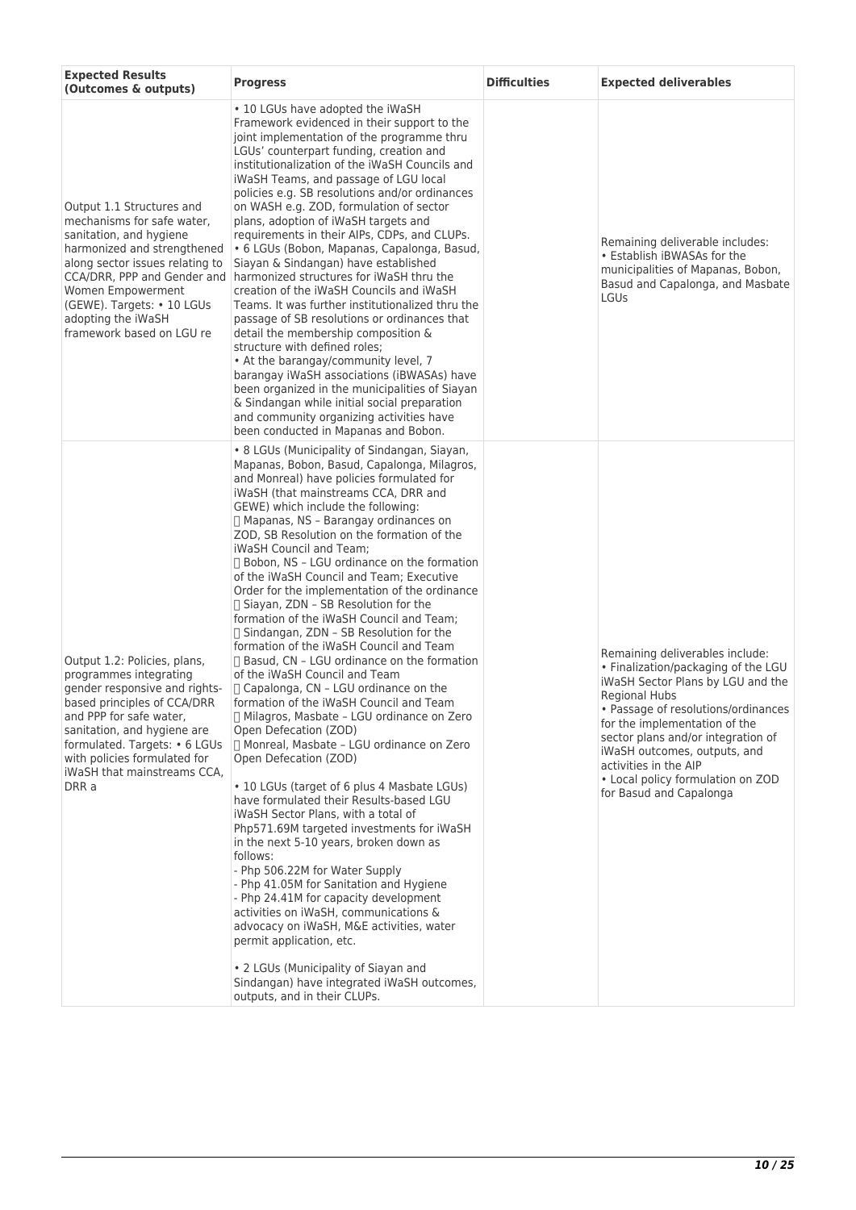| Expected Results (Outcomes & outputs) | Progress | Difficulties | Expected deliverables |
|---|---|---|---|
| Output 1.1 Structures and mechanisms for safe water, sanitation, and hygiene harmonized and strengthened along sector issues relating to CCA/DRR, PPP and Gender and Women Empowerment (GEWE). Targets: • 10 LGUs adopting the iWaSH framework based on LGU re | • 10 LGUs have adopted the iWaSH Framework evidenced in their support to the joint implementation of the programme thru LGUs' counterpart funding, creation and institutionalization of the iWaSH Councils and iWaSH Teams, and passage of LGU local policies e.g. SB resolutions and/or ordinances on WASH e.g. ZOD, formulation of sector plans, adoption of iWaSH targets and requirements in their AIPs, CDPs, and CLUPs.<br>• 6 LGUs (Bobon, Mapanas, Capalonga, Basud, Siayan & Sindangan) have established harmonized structures for iWaSH thru the creation of the iWaSH Councils and iWaSH Teams. It was further institutionalized thru the passage of SB resolutions or ordinances that detail the membership composition & structure with defined roles;<br>• At the barangay/community level, 7 barangay iWaSH associations (iBWASAs) have been organized in the municipalities of Siayan & Sindangan while initial social preparation and community organizing activities have been conducted in Mapanas and Bobon. | | Remaining deliverable includes:<br>• Establish iBWASAs for the municipalities of Mapanas, Bobon, Basud and Capalonga, and Masbate LGUs |
| Output 1.2: Policies, plans, programmes integrating gender responsive and rights-based principles of CCA/DRR and PPP for safe water, sanitation, and hygiene are formulated. Targets: • 6 LGUs with policies formulated for iWaSH that mainstreams CCA, DRR a | • 8 LGUs (Municipality of Sindangan, Siayan, Mapanas, Bobon, Basud, Capalonga, Milagros, and Monreal) have policies formulated for iWaSH (that mainstreams CCA, DRR and GEWE) which include the following:<br> Mapanas, NS – Barangay ordinances on ZOD, SB Resolution on the formation of the iWaSH Council and Team;<br> Bobon, NS – LGU ordinance on the formation of the iWaSH Council and Team; Executive Order for the implementation of the ordinance<br> Siayan, ZDN – SB Resolution for the formation of the iWaSH Council and Team;<br> Sindangan, ZDN – SB Resolution for the formation of the iWaSH Council and Team<br> Basud, CN – LGU ordinance on the formation of the iWaSH Council and Team<br> Capalonga, CN – LGU ordinance on the formation of the iWaSH Council and Team<br> Milagros, Masbate – LGU ordinance on Zero Open Defecation (ZOD)<br> Monreal, Masbate – LGU ordinance on Zero Open Defecation (ZOD)<br><br>• 10 LGUs (target of 6 plus 4 Masbate LGUs) have formulated their Results-based LGU iWaSH Sector Plans, with a total of Php571.69M targeted investments for iWaSH in the next 5-10 years, broken down as follows:<br>- Php 506.22M for Water Supply<br>- Php 41.05M for Sanitation and Hygiene<br>- Php 24.41M for capacity development activities on iWaSH, communications & advocacy on iWaSH, M&E activities, water permit application, etc.<br><br>• 2 LGUs (Municipality of Siayan and Sindangan) have integrated iWaSH outcomes, outputs, and in their CLUPs. | | Remaining deliverables include:<br>• Finalization/packaging of the LGU iWaSH Sector Plans by LGU and the Regional Hubs<br>• Passage of resolutions/ordinances for the implementation of the sector plans and/or integration of iWaSH outcomes, outputs, and activities in the AIP<br>• Local policy formulation on ZOD for Basud and Capalonga |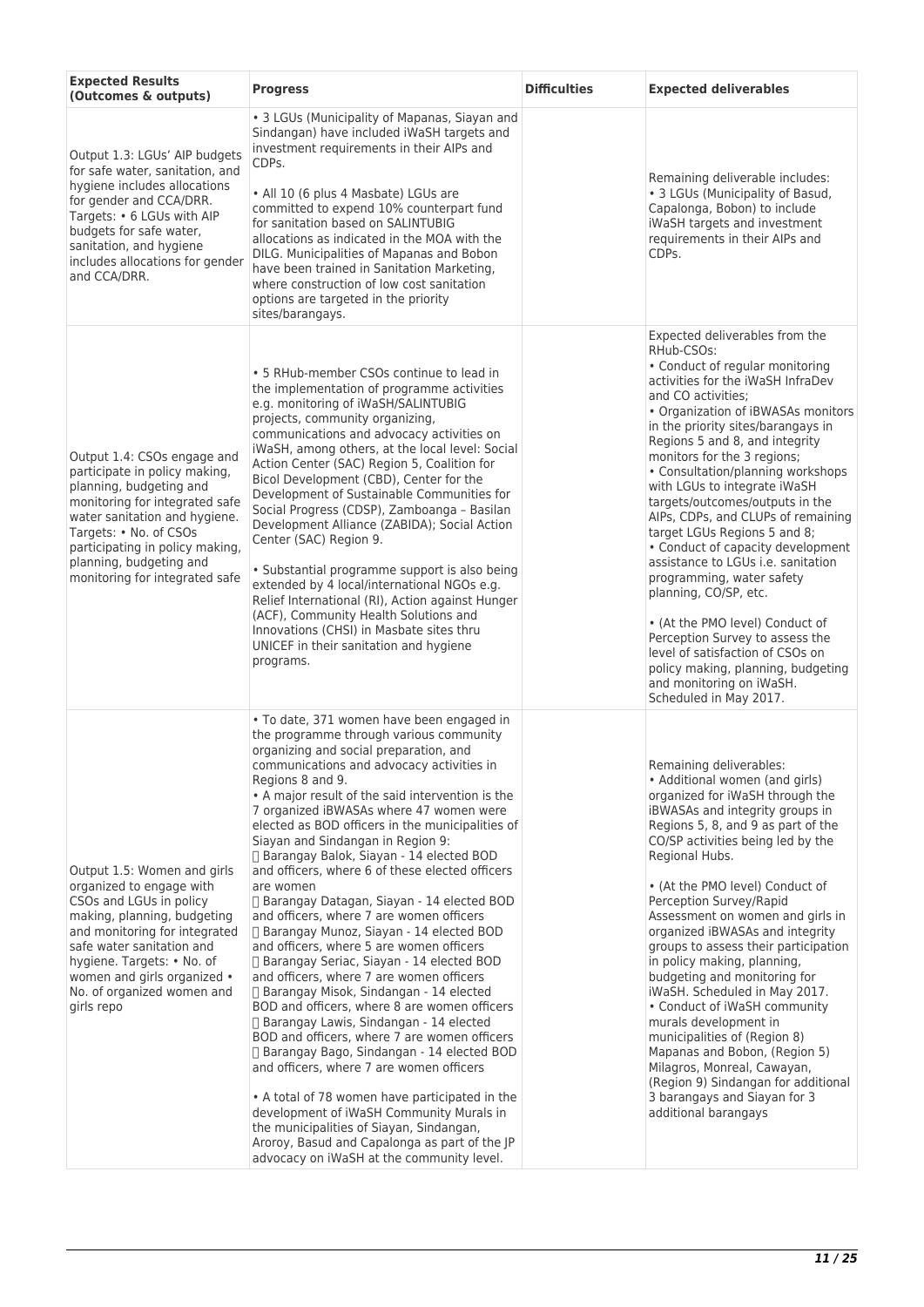| Expected Results (Outcomes & outputs) | Progress | Difficulties | Expected deliverables |
|---|---|---|---|
| Output 1.3: LGUs' AIP budgets for safe water, sanitation, and hygiene includes allocations for gender and CCA/DRR. Targets: • 6 LGUs with AIP budgets for safe water, sanitation, and hygiene includes allocations for gender and CCA/DRR. | • 3 LGUs (Municipality of Mapanas, Siayan and Sindangan) have included iWaSH targets and investment requirements in their AIPs and CDPs.<br><br>• All 10 (6 plus 4 Masbate) LGUs are committed to expend 10% counterpart fund for sanitation based on SALINTUBIG allocations as indicated in the MOA with the DILG. Municipalities of Mapanas and Bobon have been trained in Sanitation Marketing, where construction of low cost sanitation options are targeted in the priority sites/barangays. | | Remaining deliverable includes:<br>• 3 LGUs (Municipality of Basud, Capalonga, Bobon) to include iWaSH targets and investment requirements in their AIPs and CDPs. |
| Output 1.4: CSOs engage and participate in policy making, planning, budgeting and monitoring for integrated safe water sanitation and hygiene. Targets: • No. of CSOs participating in policy making, planning, budgeting and monitoring for integrated safe | • 5 RHub-member CSOs continue to lead in the implementation of programme activities e.g. monitoring of iWaSH/SALINTUBIG projects, community organizing, communications and advocacy activities on iWaSH, among others, at the local level: Social Action Center (SAC) Region 5, Coalition for Bicol Development (CBD), Center for the Development of Sustainable Communities for Social Progress (CDSP), Zamboanga – Basilan Development Alliance (ZABIDA); Social Action Center (SAC) Region 9.<br><br>• Substantial programme support is also being extended by 4 local/international NGOs e.g. Relief International (RI), Action against Hunger (ACF), Community Health Solutions and Innovations (CHSI) in Masbate sites thru UNICEF in their sanitation and hygiene programs. | | Expected deliverables from the RHub-CSOs:<br>• Conduct of regular monitoring activities for the iWaSH InfraDev and CO activities;<br>• Organization of iBWASAs monitors in the priority sites/barangays in Regions 5 and 8, and integrity monitors for the 3 regions;<br>• Consultation/planning workshops with LGUs to integrate iWaSH targets/outcomes/outputs in the AIPs, CDPs, and CLUPs of remaining target LGUs Regions 5 and 8;<br>• Conduct of capacity development assistance to LGUs i.e. sanitation programming, water safety planning, CO/SP, etc.<br><br>• (At the PMO level) Conduct of Perception Survey to assess the level of satisfaction of CSOs on policy making, planning, budgeting and monitoring on iWaSH. Scheduled in May 2017. |
| Output 1.5: Women and girls organized to engage with CSOs and LGUs in policy making, planning, budgeting and monitoring for integrated safe water sanitation and hygiene. Targets: • No. of women and girls organized • No. of organized women and girls repo | • To date, 371 women have been engaged in the programme through various community organizing and social preparation, and communications and advocacy activities in Regions 8 and 9.<br>• A major result of the said intervention is the 7 organized iBWASAs where 47 women were elected as BOD officers in the municipalities of Siayan and Sindangan in Region 9:<br>• Barangay Balok, Siayan - 14 elected BOD and officers, where 6 of these elected officers are women<br>• Barangay Datagan, Siayan - 14 elected BOD and officers, where 7 are women officers<br>• Barangay Munoz, Siayan - 14 elected BOD and officers, where 5 are women officers<br>• Barangay Seriac, Siayan - 14 elected BOD and officers, where 7 are women officers<br>• Barangay Misok, Sindangan - 14 elected BOD and officers, where 8 are women officers<br>• Barangay Lawis, Sindangan - 14 elected BOD and officers, where 7 are women officers<br>• Barangay Bago, Sindangan - 14 elected BOD and officers, where 7 are women officers<br><br>• A total of 78 women have participated in the development of iWaSH Community Murals in the municipalities of Siayan, Sindangan, Aroroy, Basud and Capalonga as part of the JP advocacy on iWaSH at the community level. | | Remaining deliverables:<br>• Additional women (and girls) organized for iWaSH through the iBWASAs and integrity groups in Regions 5, 8, and 9 as part of the CO/SP activities being led by the Regional Hubs.<br><br>• (At the PMO level) Conduct of Perception Survey/Rapid Assessment on women and girls in organized iBWASAs and integrity groups to assess their participation in policy making, planning, budgeting and monitoring for iWaSH. Scheduled in May 2017.<br>• Conduct of iWaSH community murals development in municipalities of (Region 8) Mapanas and Bobon, (Region 5) Milagros, Monreal, Cawayan, (Region 9) Sindangan for additional 3 barangays and Siayan for 3 additional barangays |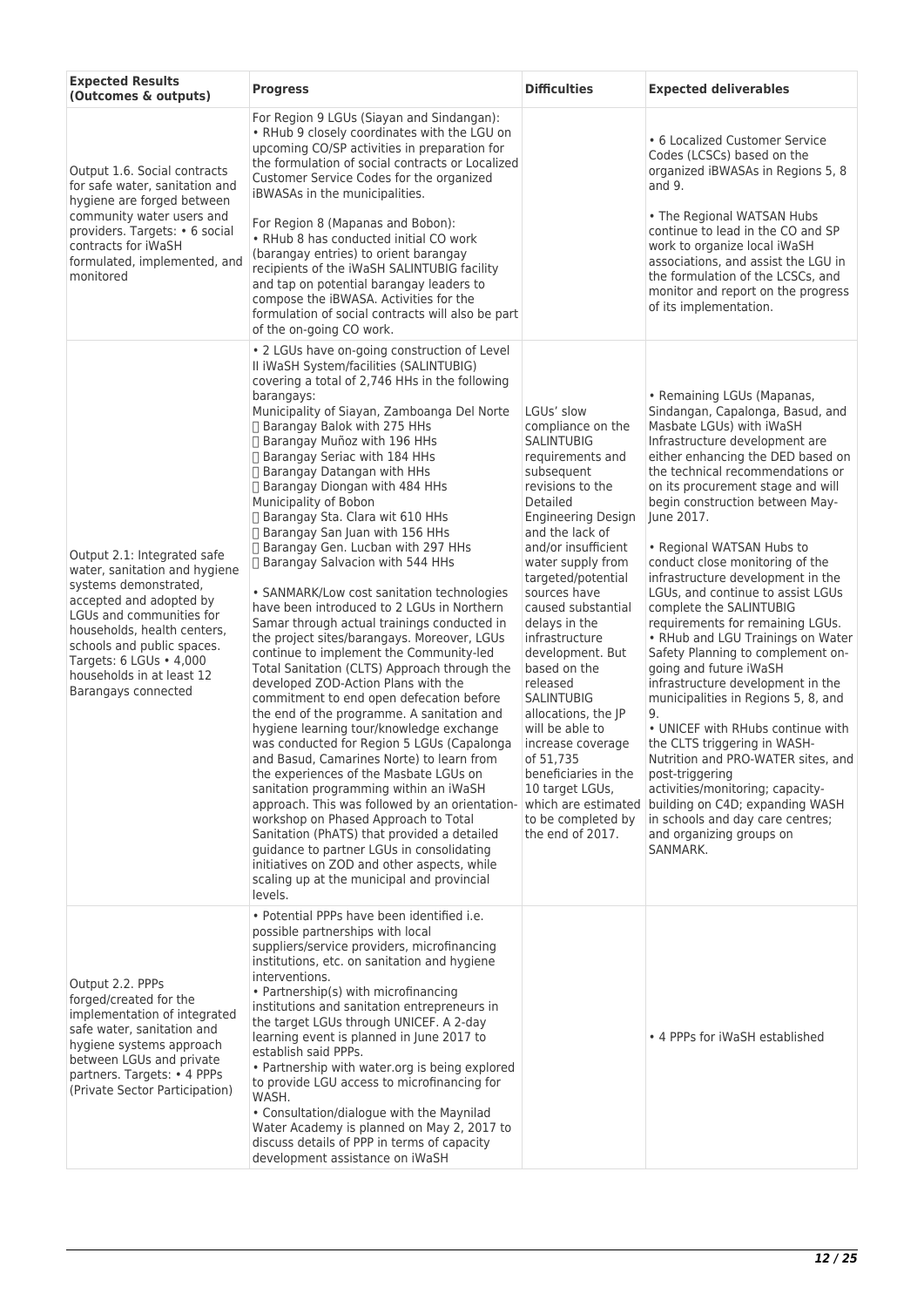| Expected Results (Outcomes & outputs) | Progress | Difficulties | Expected deliverables |
|---|---|---|---|
| Output 1.6. Social contracts for safe water, sanitation and hygiene are forged between community water users and providers. Targets: • 6 social contracts for iWaSH formulated, implemented, and monitored | For Region 9 LGUs (Siayan and Sindangan):<br>• RHub 9 closely coordinates with the LGU on upcoming CO/SP activities in preparation for the formulation of social contracts or Localized Customer Service Codes for the organized iBWASAs in the municipalities.<br><br>For Region 8 (Mapanas and Bobon):<br>• RHub 8 has conducted initial CO work (barangay entries) to orient barangay recipients of the iWaSH SALINTUBIG facility and tap on potential barangay leaders to compose the iBWASA. Activities for the formulation of social contracts will also be part of the on-going CO work. | | • 6 Localized Customer Service Codes (LCSCs) based on the organized iBWASAs in Regions 5, 8 and 9.<br><br>• The Regional WATSAN Hubs continue to lead in the CO and SP work to organize local iWaSH associations, and assist the LGU in the formulation of the LCSCs, and monitor and report on the progress of its implementation. |
| Output 2.1: Integrated safe water, sanitation and hygiene systems demonstrated, accepted and adopted by LGUs and communities for households, health centers, schools and public spaces. Targets: 6 LGUs • 4,000 households in at least 12 Barangays connected | • 2 LGUs have on-going construction of Level II iWaSH System/facilities (SALINTUBIG) covering a total of 2,746 HHs in the following barangays:<br>Municipality of Siayan, Zamboanga Del Norte<br> Barangay Balok with 275 HHs<br> Barangay Muñoz with 196 HHs<br> Barangay Seriac with 184 HHs<br> Barangay Datangan with HHs<br> Barangay Diongan with 484 HHs<br>Municipality of Bobon<br> Barangay Sta. Clara wit 610 HHs<br> Barangay San Juan with 156 HHs<br> Barangay Gen. Lucban with 297 HHs<br> Barangay Salvacion with 544 HHs<br><br>• SANMARK/Low cost sanitation technologies have been introduced to 2 LGUs in Northern Samar through actual trainings conducted in the project sites/barangays. Moreover, LGUs continue to implement the Community-led Total Sanitation (CLTS) Approach through the developed ZOD-Action Plans with the commitment to end open defecation before the end of the programme. A sanitation and hygiene learning tour/knowledge exchange was conducted for Region 5 LGUs (Capalonga and Basud, Camarines Norte) to learn from the experiences of the Masbate LGUs on sanitation programming within an iWaSH approach. This was followed by an orientation-workshop on Phased Approach to Total Sanitation (PhATS) that provided a detailed guidance to partner LGUs in consolidating initiatives on ZOD and other aspects, while scaling up at the municipal and provincial levels. | LGUs' slow compliance on the SALINTUBIG requirements and subsequent revisions to the Detailed Engineering Design and the lack of and/or insufficient water supply from targeted/potential sources have caused substantial delays in the infrastructure development. But based on the released SALINTUBIG allocations, the JP will be able to increase coverage of 51,735 beneficiaries in the 10 target LGUs, which are estimated to be completed by the end of 2017. | • Remaining LGUs (Mapanas, Sindangan, Capalonga, Basud, and Masbate LGUs) with iWaSH Infrastructure development are either enhancing the DED based on the technical recommendations or on its procurement stage and will begin construction between May-June 2017.<br><br>• Regional WATSAN Hubs to conduct close monitoring of the infrastructure development in the LGUs, and continue to assist LGUs complete the SALINTUBIG requirements for remaining LGUs.<br>• RHub and LGU Trainings on Water Safety Planning to complement on-going and future iWaSH infrastructure development in the municipalities in Regions 5, 8, and 9.<br>• UNICEF with RHubs continue with the CLTS triggering in WASH-Nutrition and PRO-WATER sites, and post-triggering activities/monitoring; capacity-building on C4D; expanding WASH in schools and day care centres; and organizing groups on SANMARK. |
| Output 2.2. PPPs forged/created for the implementation of integrated safe water, sanitation and hygiene systems approach between LGUs and private partners. Targets: • 4 PPPs (Private Sector Participation) | • Potential PPPs have been identified i.e. possible partnerships with local suppliers/service providers, microfinancing institutions, etc. on sanitation and hygiene interventions.<br>• Partnership(s) with microfinancing institutions and sanitation entrepreneurs in the target LGUs through UNICEF. A 2-day learning event is planned in June 2017 to establish said PPPs.<br>• Partnership with water.org is being explored to provide LGU access to microfinancing for WASH.<br>• Consultation/dialogue with the Maynilad Water Academy is planned on May 2, 2017 to discuss details of PPP in terms of capacity development assistance on iWaSH | | • 4 PPPs for iWaSH established |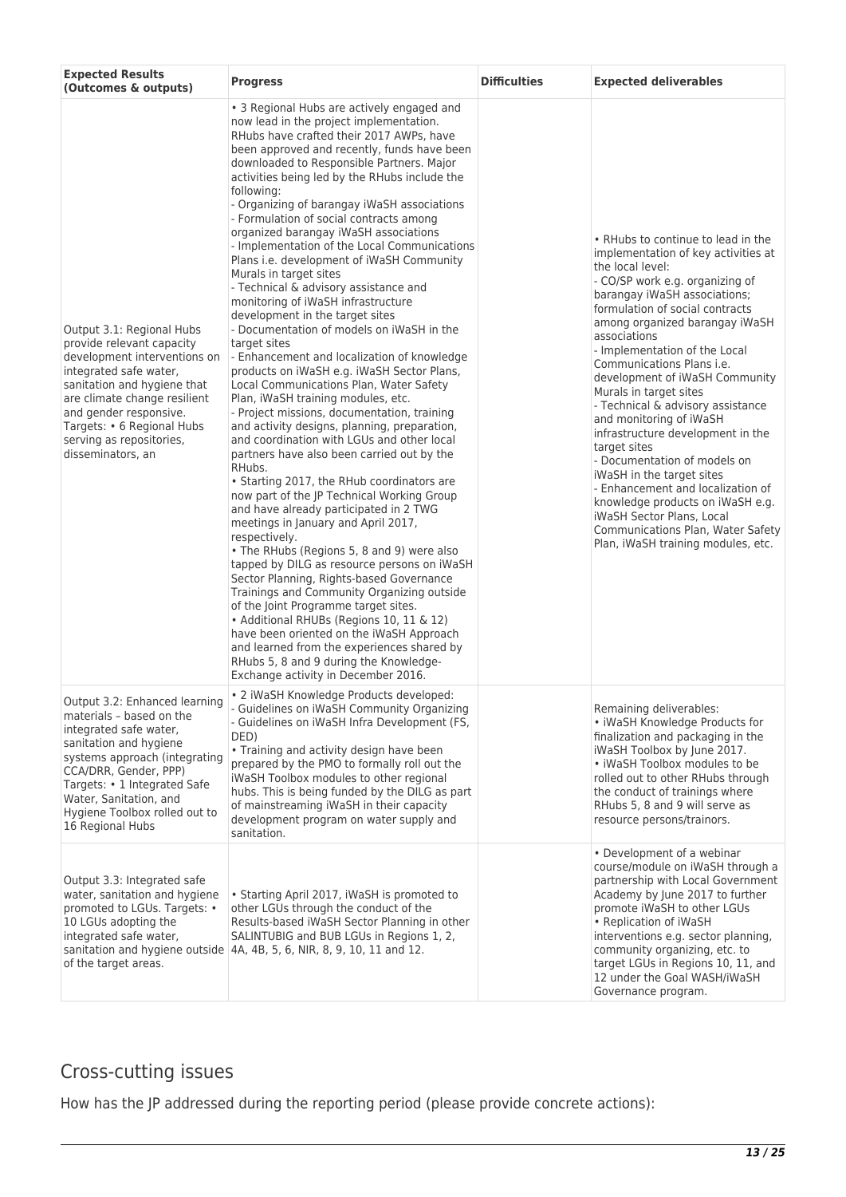| Expected Results (Outcomes & outputs) | Progress | Difficulties | Expected deliverables |
|---|---|---|---|
| Output 3.1: Regional Hubs provide relevant capacity development interventions on integrated safe water, sanitation and hygiene that are climate change resilient and gender responsive. Targets: • 6 Regional Hubs serving as repositories, disseminators, an | • 3 Regional Hubs are actively engaged and now lead in the project implementation. RHubs have crafted their 2017 AWPs, have been approved and recently, funds have been downloaded to Responsible Partners. Major activities being led by the RHubs include the following:<br>- Organizing of barangay iWaSH associations<br>- Formulation of social contracts among organized barangay iWaSH associations<br>- Implementation of the Local Communications Plans i.e. development of iWaSH Community Murals in target sites<br>- Technical & advisory assistance and monitoring of iWaSH infrastructure development in the target sites<br>- Documentation of models on iWaSH in the target sites<br>- Enhancement and localization of knowledge products on iWaSH e.g. iWaSH Sector Plans, Local Communications Plan, Water Safety Plan, iWaSH training modules, etc.<br>- Project missions, documentation, training and activity designs, planning, preparation, and coordination with LGUs and other local partners have also been carried out by the RHubs.<br>• Starting 2017, the RHub coordinators are now part of the JP Technical Working Group and have already participated in 2 TWG meetings in January and April 2017, respectively.<br>• The RHubs (Regions 5, 8 and 9) were also tapped by DILG as resource persons on iWaSH Sector Planning, Rights-based Governance Trainings and Community Organizing outside of the Joint Programme target sites.<br>• Additional RHUBs (Regions 10, 11 & 12) have been oriented on the iWaSH Approach and learned from the experiences shared by RHubs 5, 8 and 9 during the Knowledge-Exchange activity in December 2016. | | • RHubs to continue to lead in the implementation of key activities at the local level:<br>- CO/SP work e.g. organizing of barangay iWaSH associations; formulation of social contracts among organized barangay iWaSH associations<br>- Implementation of the Local Communications Plans i.e. development of iWaSH Community Murals in target sites<br>- Technical & advisory assistance and monitoring of iWaSH infrastructure development in the target sites<br>- Documentation of models on iWaSH in the target sites<br>- Enhancement and localization of knowledge products on iWaSH e.g. iWaSH Sector Plans, Local Communications Plan, Water Safety Plan, iWaSH training modules, etc. |
| Output 3.2: Enhanced learning materials – based on the integrated safe water, sanitation and hygiene systems approach (integrating CCA/DRR, Gender, PPP) Targets: • 1 Integrated Safe Water, Sanitation, and Hygiene Toolbox rolled out to 16 Regional Hubs | • 2 iWaSH Knowledge Products developed:<br>- Guidelines on iWaSH Community Organizing<br>- Guidelines on iWaSH Infra Development (FS, DED)<br>• Training and activity design have been prepared by the PMO to formally roll out the iWaSH Toolbox modules to other regional hubs. This is being funded by the DILG as part of mainstreaming iWaSH in their capacity development program on water supply and sanitation. | | Remaining deliverables:<br>• iWaSH Knowledge Products for finalization and packaging in the iWaSH Toolbox by June 2017.<br>• iWaSH Toolbox modules to be rolled out to other RHubs through the conduct of trainings where RHubs 5, 8 and 9 will serve as resource persons/trainors. |
| Output 3.3: Integrated safe water, sanitation and hygiene promoted to LGUs. Targets: • 10 LGUs adopting the integrated safe water, sanitation and hygiene outside of the target areas. | • Starting April 2017, iWaSH is promoted to other LGUs through the conduct of the Results-based iWaSH Sector Planning in other SALINTUBIG and BUB LGUs in Regions 1, 2, 4A, 4B, 5, 6, NIR, 8, 9, 10, 11 and 12. | | • Development of a webinar course/module on iWaSH through a partnership with Local Government Academy by June 2017 to further promote iWaSH to other LGUs<br>• Replication of iWaSH interventions e.g. sector planning, community organizing, etc. to target LGUs in Regions 10, 11, and 12 under the Goal WASH/iWaSH Governance program. |

## Cross-cutting issues

How has the JP addressed during the reporting period (please provide concrete actions):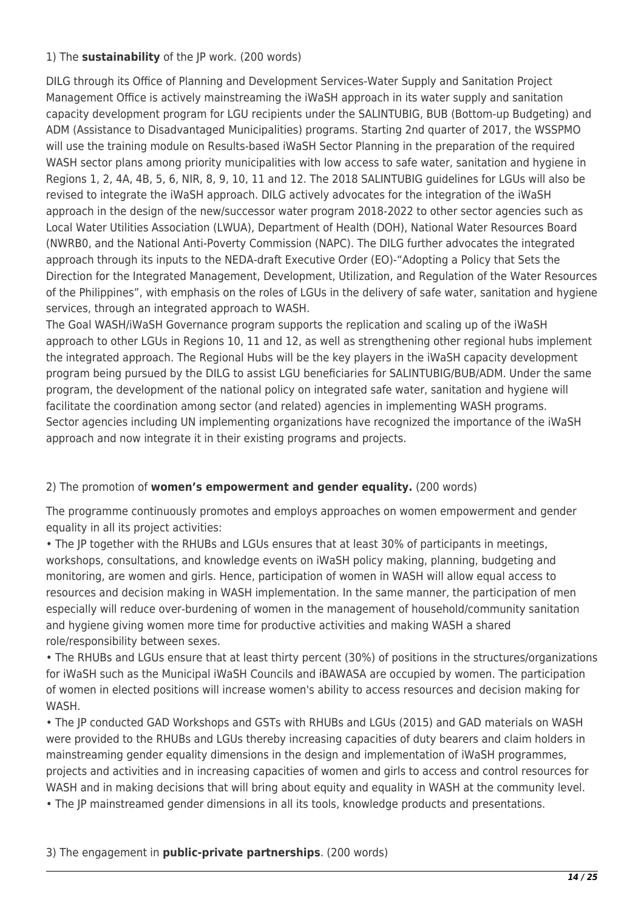1) The **sustainability** of the JP work. (200 words)

DILG through its Office of Planning and Development Services-Water Supply and Sanitation Project Management Office is actively mainstreaming the iWaSH approach in its water supply and sanitation capacity development program for LGU recipients under the SALINTUBIG, BUB (Bottom-up Budgeting) and ADM (Assistance to Disadvantaged Municipalities) programs. Starting 2nd quarter of 2017, the WSSPMO will use the training module on Results-based iWaSH Sector Planning in the preparation of the required WASH sector plans among priority municipalities with low access to safe water, sanitation and hygiene in Regions 1, 2, 4A, 4B, 5, 6, NIR, 8, 9, 10, 11 and 12. The 2018 SALINTUBIG guidelines for LGUs will also be revised to integrate the iWaSH approach. DILG actively advocates for the integration of the iWaSH approach in the design of the new/successor water program 2018-2022 to other sector agencies such as Local Water Utilities Association (LWUA), Department of Health (DOH), National Water Resources Board (NWRB0, and the National Anti-Poverty Commission (NAPC). The DILG further advocates the integrated approach through its inputs to the NEDA-draft Executive Order (EO)-"Adopting a Policy that Sets the Direction for the Integrated Management, Development, Utilization, and Regulation of the Water Resources of the Philippines", with emphasis on the roles of LGUs in the delivery of safe water, sanitation and hygiene services, through an integrated approach to WASH.

The Goal WASH/iWaSH Governance program supports the replication and scaling up of the iWaSH approach to other LGUs in Regions 10, 11 and 12, as well as strengthening other regional hubs implement the integrated approach. The Regional Hubs will be the key players in the iWaSH capacity development program being pursued by the DILG to assist LGU beneficiaries for SALINTUBIG/BUB/ADM. Under the same program, the development of the national policy on integrated safe water, sanitation and hygiene will facilitate the coordination among sector (and related) agencies in implementing WASH programs.

Sector agencies including UN implementing organizations have recognized the importance of the iWaSH approach and now integrate it in their existing programs and projects.

2) The promotion of **women's empowerment and gender equality.** (200 words)

The programme continuously promotes and employs approaches on women empowerment and gender equality in all its project activities:

• The JP together with the RHUBs and LGUs ensures that at least 30% of participants in meetings, workshops, consultations, and knowledge events on iWaSH policy making, planning, budgeting and monitoring, are women and girls. Hence, participation of women in WASH will allow equal access to resources and decision making in WASH implementation. In the same manner, the participation of men especially will reduce over-burdening of women in the management of household/community sanitation and hygiene giving women more time for productive activities and making WASH a shared role/responsibility between sexes.

• The RHUBs and LGUs ensure that at least thirty percent (30%) of positions in the structures/organizations for iWaSH such as the Municipal iWaSH Councils and iBAWASA are occupied by women. The participation of women in elected positions will increase women's ability to access resources and decision making for WASH.

• The JP conducted GAD Workshops and GSTs with RHUBs and LGUs (2015) and GAD materials on WASH were provided to the RHUBs and LGUs thereby increasing capacities of duty bearers and claim holders in mainstreaming gender equality dimensions in the design and implementation of iWaSH programmes, projects and activities and in increasing capacities of women and girls to access and control resources for WASH and in making decisions that will bring about equity and equality in WASH at the community level.

• The JP mainstreamed gender dimensions in all its tools, knowledge products and presentations.

3) The engagement in **public-private partnerships**. (200 words)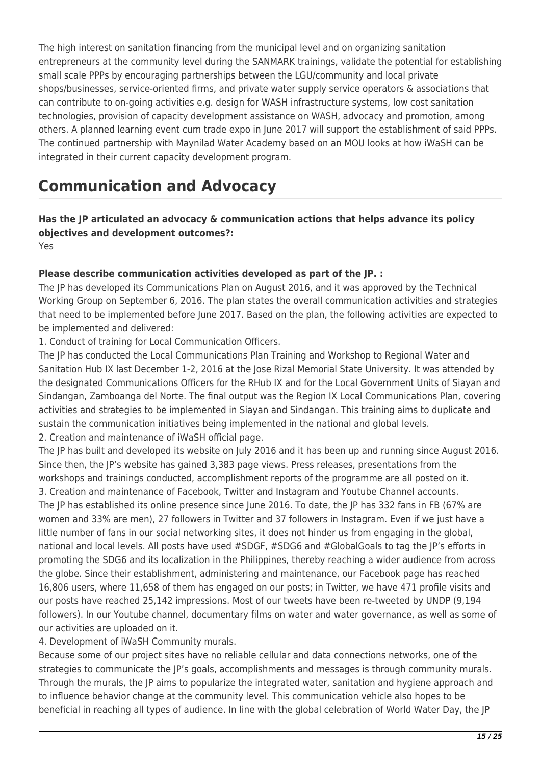The high interest on sanitation financing from the municipal level and on organizing sanitation entrepreneurs at the community level during the SANMARK trainings, validate the potential for establishing small scale PPPs by encouraging partnerships between the LGU/community and local private shops/businesses, service-oriented firms, and private water supply service operators & associations that can contribute to on-going activities e.g. design for WASH infrastructure systems, low cost sanitation technologies, provision of capacity development assistance on WASH, advocacy and promotion, among others. A planned learning event cum trade expo in June 2017 will support the establishment of said PPPs. The continued partnership with Maynilad Water Academy based on an MOU looks at how iWaSH can be integrated in their current capacity development program.

# Communication and Advocacy

**Has the JP articulated an advocacy & communication actions that helps advance its policy objectives and development outcomes?:**
Yes

**Please describe communication activities developed as part of the JP. :**
The JP has developed its Communications Plan on August 2016, and it was approved by the Technical Working Group on September 6, 2016. The plan states the overall communication activities and strategies that need to be implemented before June 2017. Based on the plan, the following activities are expected to be implemented and delivered:

1. Conduct of training for Local Communication Officers.

The JP has conducted the Local Communications Plan Training and Workshop to Regional Water and Sanitation Hub IX last December 1-2, 2016 at the Jose Rizal Memorial State University. It was attended by the designated Communications Officers for the RHub IX and for the Local Government Units of Siayan and Sindangan, Zamboanga del Norte. The final output was the Region IX Local Communications Plan, covering activities and strategies to be implemented in Siayan and Sindangan. This training aims to duplicate and sustain the communication initiatives being implemented in the national and global levels.

2. Creation and maintenance of iWaSH official page.

The JP has built and developed its website on July 2016 and it has been up and running since August 2016. Since then, the JP's website has gained 3,383 page views. Press releases, presentations from the workshops and trainings conducted, accomplishment reports of the programme are all posted on it.

3. Creation and maintenance of Facebook, Twitter and Instagram and Youtube Channel accounts.

The JP has established its online presence since June 2016. To date, the JP has 332 fans in FB (67% are women and 33% are men), 27 followers in Twitter and 37 followers in Instagram. Even if we just have a little number of fans in our social networking sites, it does not hinder us from engaging in the global, national and local levels. All posts have used #SDGF, #SDG6 and #GlobalGoals to tag the JP's efforts in promoting the SDG6 and its localization in the Philippines, thereby reaching a wider audience from across the globe. Since their establishment, administering and maintenance, our Facebook page has reached 16,806 users, where 11,658 of them has engaged on our posts; in Twitter, we have 471 profile visits and our posts have reached 25,142 impressions. Most of our tweets have been re-tweeted by UNDP (9,194 followers). In our Youtube channel, documentary films on water and water governance, as well as some of our activities are uploaded on it.

4. Development of iWaSH Community murals.

Because some of our project sites have no reliable cellular and data connections networks, one of the strategies to communicate the JP's goals, accomplishments and messages is through community murals. Through the murals, the JP aims to popularize the integrated water, sanitation and hygiene approach and to influence behavior change at the community level. This communication vehicle also hopes to be beneficial in reaching all types of audience. In line with the global celebration of World Water Day, the JP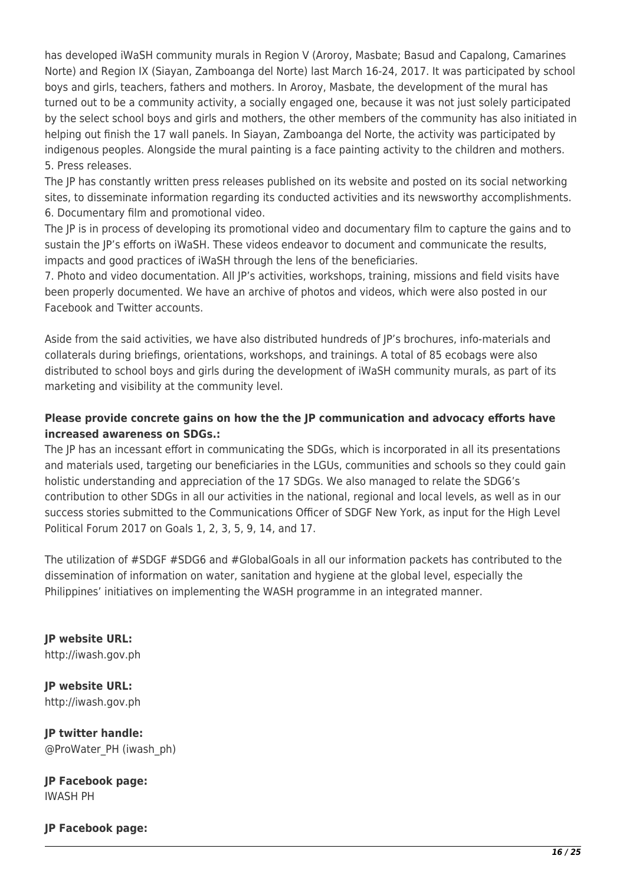has developed iWaSH community murals in Region V (Aroroy, Masbate; Basud and Capalong, Camarines Norte) and Region IX (Siayan, Zamboanga del Norte) last March 16-24, 2017. It was participated by school boys and girls, teachers, fathers and mothers. In Aroroy, Masbate, the development of the mural has turned out to be a community activity, a socially engaged one, because it was not just solely participated by the select school boys and girls and mothers, the other members of the community has also initiated in helping out finish the 17 wall panels. In Siayan, Zamboanga del Norte, the activity was participated by indigenous peoples. Alongside the mural painting is a face painting activity to the children and mothers.

5. Press releases.

The JP has constantly written press releases published on its website and posted on its social networking sites, to disseminate information regarding its conducted activities and its newsworthy accomplishments.

6. Documentary film and promotional video.

The JP is in process of developing its promotional video and documentary film to capture the gains and to sustain the JP's efforts on iWaSH. These videos endeavor to document and communicate the results, impacts and good practices of iWaSH through the lens of the beneficiaries.

7. Photo and video documentation. All JP's activities, workshops, training, missions and field visits have been properly documented. We have an archive of photos and videos, which were also posted in our Facebook and Twitter accounts.

Aside from the said activities, we have also distributed hundreds of JP's brochures, info-materials and collaterals during briefings, orientations, workshops, and trainings. A total of 85 ecobags were also distributed to school boys and girls during the development of iWaSH community murals, as part of its marketing and visibility at the community level.

**Please provide concrete gains on how the the JP communication and advocacy efforts have increased awareness on SDGs.:**

The JP has an incessant effort in communicating the SDGs, which is incorporated in all its presentations and materials used, targeting our beneficiaries in the LGUs, communities and schools so they could gain holistic understanding and appreciation of the 17 SDGs. We also managed to relate the SDG6's contribution to other SDGs in all our activities in the national, regional and local levels, as well as in our success stories submitted to the Communications Officer of SDGF New York, as input for the High Level Political Forum 2017 on Goals 1, 2, 3, 5, 9, 14, and 17.

The utilization of #SDGF #SDG6 and #GlobalGoals in all our information packets has contributed to the dissemination of information on water, sanitation and hygiene at the global level, especially the Philippines' initiatives on implementing the WASH programme in an integrated manner.

**JP website URL:**
http://iwash.gov.ph

**JP website URL:**
http://iwash.gov.ph

**JP twitter handle:**
@ProWater_PH (iwash_ph)

**JP Facebook page:**
IWASH PH

**JP Facebook page:**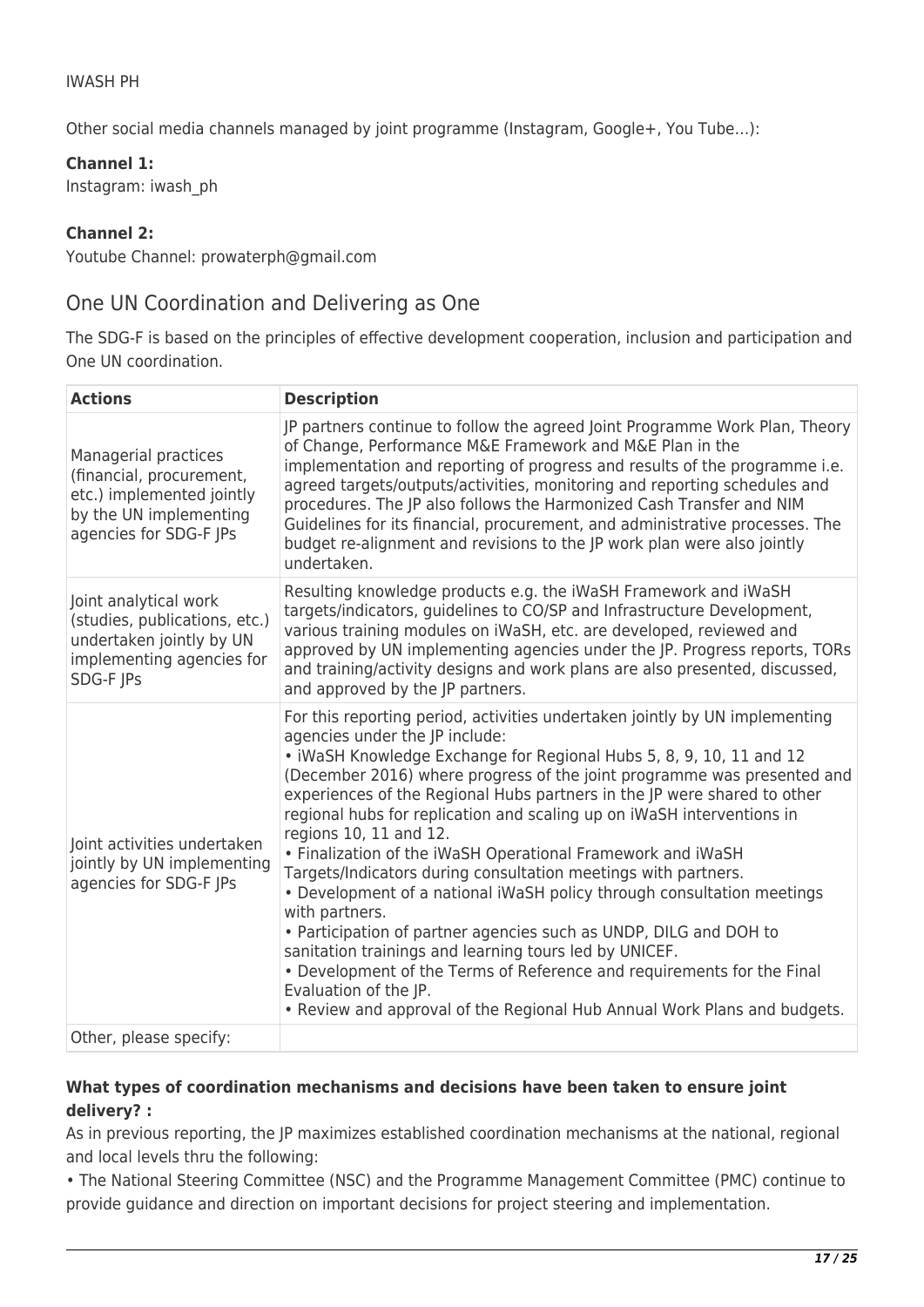IWASH PH

Other social media channels managed by joint programme (Instagram, Google+, You Tube…):

**Channel 1:**
Instagram: iwash_ph

**Channel 2:**
Youtube Channel: prowaterph@gmail.com

## One UN Coordination and Delivering as One

The SDG-F is based on the principles of effective development cooperation, inclusion and participation and One UN coordination.

| Actions | Description |
|---|---|
| Managerial practices (financial, procurement, etc.) implemented jointly by the UN implementing agencies for SDG-F JPs | JP partners continue to follow the agreed Joint Programme Work Plan, Theory of Change, Performance M&E Framework and M&E Plan in the implementation and reporting of progress and results of the programme i.e. agreed targets/outputs/activities, monitoring and reporting schedules and procedures. The JP also follows the Harmonized Cash Transfer and NIM Guidelines for its financial, procurement, and administrative processes. The budget re-alignment and revisions to the JP work plan were also jointly undertaken. |
| Joint analytical work (studies, publications, etc.) undertaken jointly by UN implementing agencies for SDG-F JPs | Resulting knowledge products e.g. the iWaSH Framework and iWaSH targets/indicators, guidelines to CO/SP and Infrastructure Development, various training modules on iWaSH, etc. are developed, reviewed and approved by UN implementing agencies under the JP. Progress reports, TORs and training/activity designs and work plans are also presented, discussed, and approved by the JP partners. |
| Joint activities undertaken jointly by UN implementing agencies for SDG-F JPs | For this reporting period, activities undertaken jointly by UN implementing agencies under the JP include:<br>• iWaSH Knowledge Exchange for Regional Hubs 5, 8, 9, 10, 11 and 12 (December 2016) where progress of the joint programme was presented and experiences of the Regional Hubs partners in the JP were shared to other regional hubs for replication and scaling up on iWaSH interventions in regions 10, 11 and 12.<br>• Finalization of the iWaSH Operational Framework and iWaSH Targets/Indicators during consultation meetings with partners.<br>• Development of a national iWaSH policy through consultation meetings with partners.<br>• Participation of partner agencies such as UNDP, DILG and DOH to sanitation trainings and learning tours led by UNICEF.<br>• Development of the Terms of Reference and requirements for the Final Evaluation of the JP.<br>• Review and approval of the Regional Hub Annual Work Plans and budgets. |
| Other, please specify: | |

**What types of coordination mechanisms and decisions have been taken to ensure joint delivery? :**
As in previous reporting, the JP maximizes established coordination mechanisms at the national, regional and local levels thru the following:

• The National Steering Committee (NSC) and the Programme Management Committee (PMC) continue to provide guidance and direction on important decisions for project steering and implementation.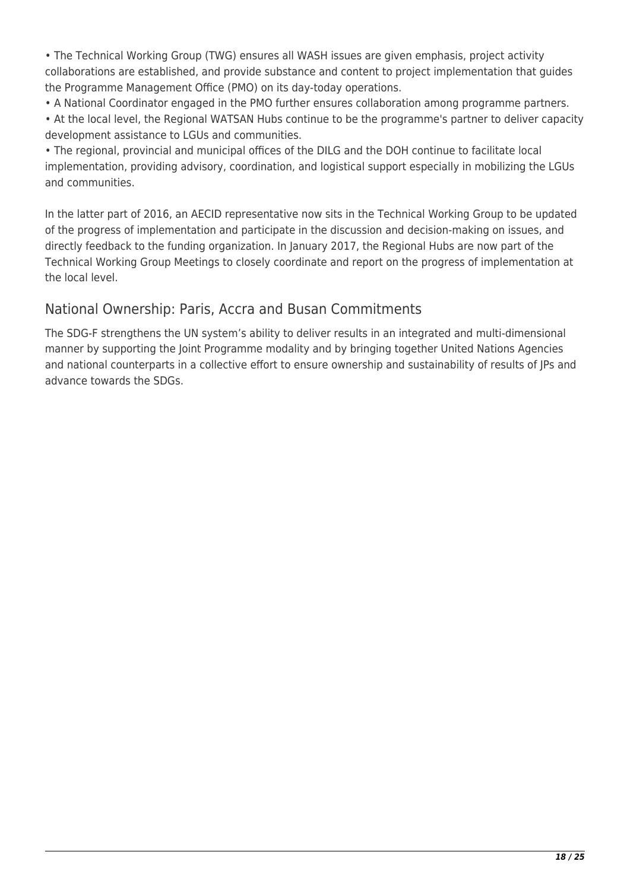- The Technical Working Group (TWG) ensures all WASH issues are given emphasis, project activity collaborations are established, and provide substance and content to project implementation that guides the Programme Management Office (PMO) on its day-today operations.
- A National Coordinator engaged in the PMO further ensures collaboration among programme partners.
- At the local level, the Regional WATSAN Hubs continue to be the programme's partner to deliver capacity development assistance to LGUs and communities.
- The regional, provincial and municipal offices of the DILG and the DOH continue to facilitate local implementation, providing advisory, coordination, and logistical support especially in mobilizing the LGUs and communities.

In the latter part of 2016, an AECID representative now sits in the Technical Working Group to be updated of the progress of implementation and participate in the discussion and decision-making on issues, and directly feedback to the funding organization. In January 2017, the Regional Hubs are now part of the Technical Working Group Meetings to closely coordinate and report on the progress of implementation at the local level.

## National Ownership: Paris, Accra and Busan Commitments

The SDG-F strengthens the UN system's ability to deliver results in an integrated and multi-dimensional manner by supporting the Joint Programme modality and by bringing together United Nations Agencies and national counterparts in a collective effort to ensure ownership and sustainability of results of JPs and advance towards the SDGs.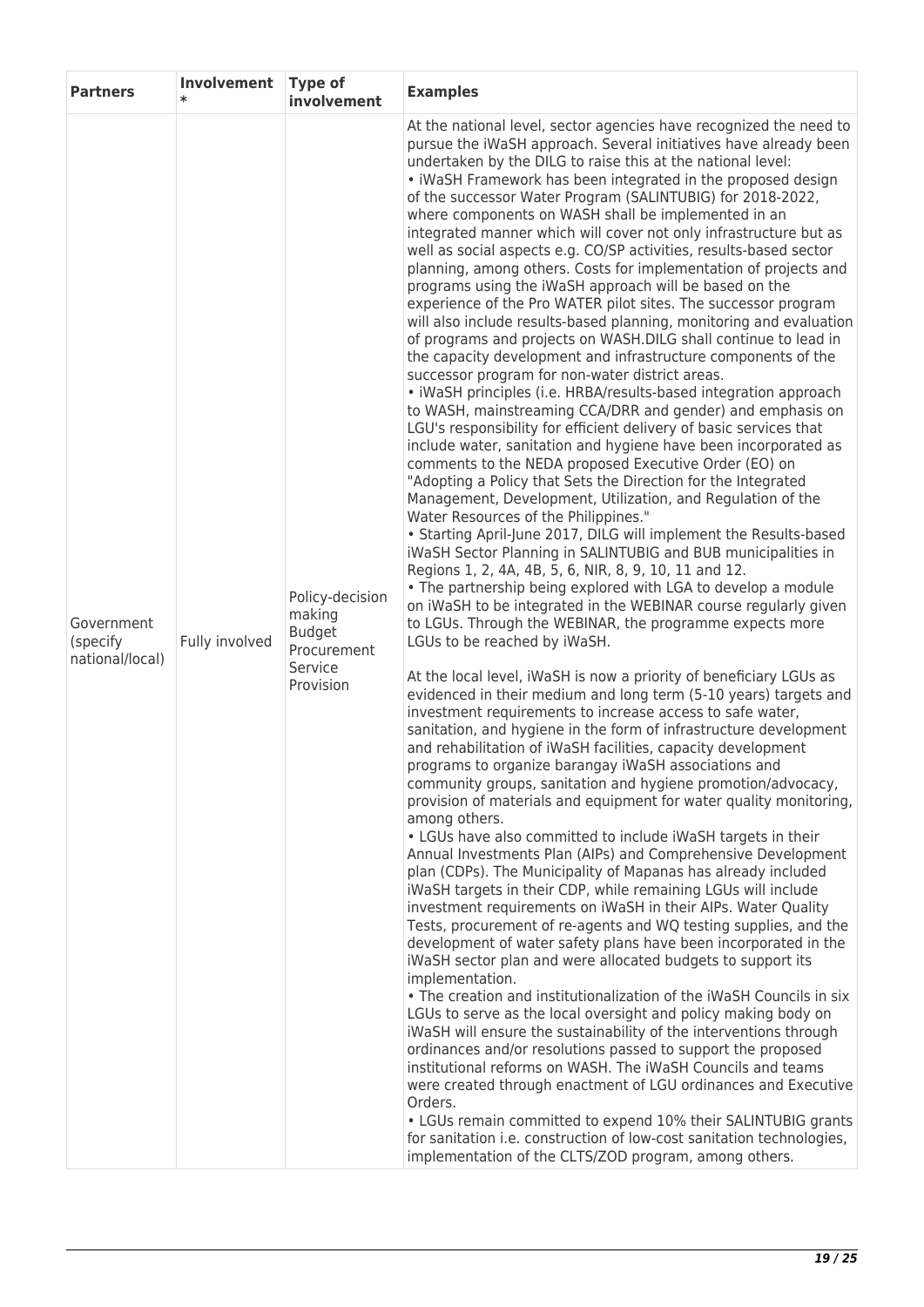| Partners | Involvement * | Type of involvement | Examples |
|---|---|---|---|
| Government (specify national/local) | Fully involved | Policy-decision making<br>Budget<br>Procurement<br>Service<br>Provision | At the national level, sector agencies have recognized the need to pursue the iWaSH approach. Several initiatives have already been undertaken by the DILG to raise this at the national level:<br>• iWaSH Framework has been integrated in the proposed design of the successor Water Program (SALINTUBIG) for 2018-2022, where components on WASH shall be implemented in an integrated manner which will cover not only infrastructure but as well as social aspects e.g. CO/SP activities, results-based sector planning, among others. Costs for implementation of projects and programs using the iWaSH approach will be based on the experience of the Pro WATER pilot sites. The successor program will also include results-based planning, monitoring and evaluation of programs and projects on WASH.DILG shall continue to lead in the capacity development and infrastructure components of the successor program for non-water district areas.<br>• iWaSH principles (i.e. HRBA/results-based integration approach to WASH, mainstreaming CCA/DRR and gender) and emphasis on LGU's responsibility for efficient delivery of basic services that include water, sanitation and hygiene have been incorporated as comments to the NEDA proposed Executive Order (EO) on "Adopting a Policy that Sets the Direction for the Integrated Management, Development, Utilization, and Regulation of the Water Resources of the Philippines."<br>• Starting April-June 2017, DILG will implement the Results-based iWaSH Sector Planning in SALINTUBIG and BUB municipalities in Regions 1, 2, 4A, 4B, 5, 6, NIR, 8, 9, 10, 11 and 12.<br>• The partnership being explored with LGA to develop a module on iWaSH to be integrated in the WEBINAR course regularly given to LGUs. Through the WEBINAR, the programme expects more LGUs to be reached by iWaSH.<br><br>At the local level, iWaSH is now a priority of beneficiary LGUs as evidenced in their medium and long term (5-10 years) targets and investment requirements to increase access to safe water, sanitation, and hygiene in the form of infrastructure development and rehabilitation of iWaSH facilities, capacity development programs to organize barangay iWaSH associations and community groups, sanitation and hygiene promotion/advocacy, provision of materials and equipment for water quality monitoring, among others.<br>• LGUs have also committed to include iWaSH targets in their Annual Investments Plan (AIPs) and Comprehensive Development plan (CDPs). The Municipality of Mapanas has already included iWaSH targets in their CDP, while remaining LGUs will include investment requirements on iWaSH in their AIPs. Water Quality Tests, procurement of re-agents and WQ testing supplies, and the development of water safety plans have been incorporated in the iWaSH sector plan and were allocated budgets to support its implementation.<br>• The creation and institutionalization of the iWaSH Councils in six LGUs to serve as the local oversight and policy making body on iWaSH will ensure the sustainability of the interventions through ordinances and/or resolutions passed to support the proposed institutional reforms on WASH. The iWaSH Councils and teams were created through enactment of LGU ordinances and Executive Orders.<br>• LGUs remain committed to expend 10% their SALINTUBIG grants for sanitation i.e. construction of low-cost sanitation technologies, implementation of the CLTS/ZOD program, among others. |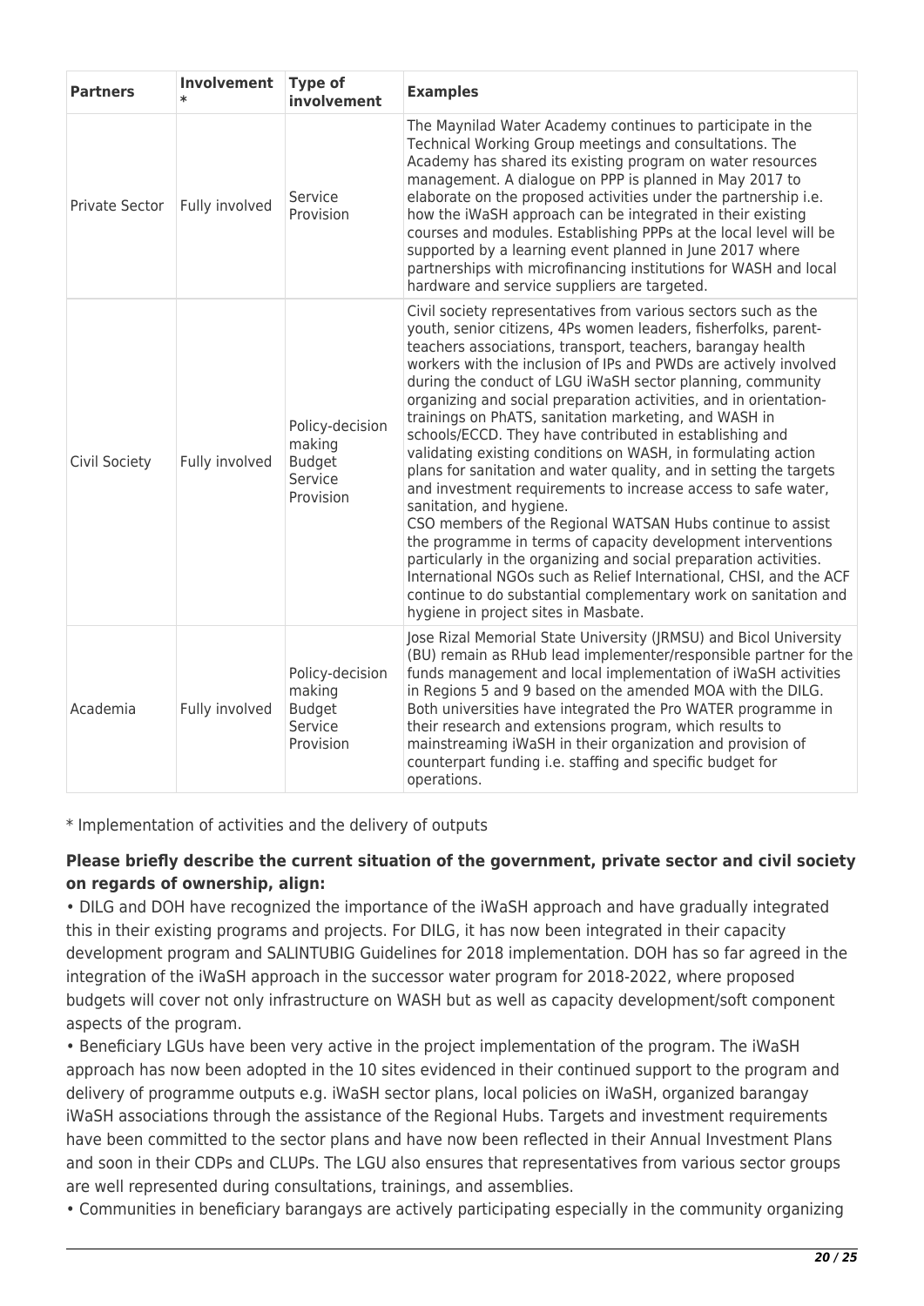| Partners | Involvement * | Type of involvement | Examples |
|---|---|---|---|
| Private Sector | Fully involved | Service Provision | The Maynilad Water Academy continues to participate in the Technical Working Group meetings and consultations. The Academy has shared its existing program on water resources management. A dialogue on PPP is planned in May 2017 to elaborate on the proposed activities under the partnership i.e. how the iWaSH approach can be integrated in their existing courses and modules. Establishing PPPs at the local level will be supported by a learning event planned in June 2017 where partnerships with microfinancing institutions for WASH and local hardware and service suppliers are targeted. |
| Civil Society | Fully involved | Policy-decision making Budget Service Provision | Civil society representatives from various sectors such as the youth, senior citizens, 4Ps women leaders, fisherfolks, parent-teachers associations, transport, teachers, barangay health workers with the inclusion of IPs and PWDs are actively involved during the conduct of LGU iWaSH sector planning, community organizing and social preparation activities, and in orientation-trainings on PhATS, sanitation marketing, and WASH in schools/ECCD. They have contributed in establishing and validating existing conditions on WASH, in formulating action plans for sanitation and water quality, and in setting the targets and investment requirements to increase access to safe water, sanitation, and hygiene.<br>CSO members of the Regional WATSAN Hubs continue to assist the programme in terms of capacity development interventions particularly in the organizing and social preparation activities. International NGOs such as Relief International, CHSI, and the ACF continue to do substantial complementary work on sanitation and hygiene in project sites in Masbate. |
| Academia | Fully involved | Policy-decision making Budget Service Provision | Jose Rizal Memorial State University (JRMSU) and Bicol University (BU) remain as RHub lead implementer/responsible partner for the funds management and local implementation of iWaSH activities in Regions 5 and 9 based on the amended MOA with the DILG. Both universities have integrated the Pro WATER programme in their research and extensions program, which results to mainstreaming iWaSH in their organization and provision of counterpart funding i.e. staffing and specific budget for operations. |

* Implementation of activities and the delivery of outputs

**Please briefly describe the current situation of the government, private sector and civil society on regards of ownership, align:**

• DILG and DOH have recognized the importance of the iWaSH approach and have gradually integrated this in their existing programs and projects. For DILG, it has now been integrated in their capacity development program and SALINTUBIG Guidelines for 2018 implementation. DOH has so far agreed in the integration of the iWaSH approach in the successor water program for 2018-2022, where proposed budgets will cover not only infrastructure on WASH but as well as capacity development/soft component aspects of the program.

• Beneficiary LGUs have been very active in the project implementation of the program. The iWaSH approach has now been adopted in the 10 sites evidenced in their continued support to the program and delivery of programme outputs e.g. iWaSH sector plans, local policies on iWaSH, organized barangay iWaSH associations through the assistance of the Regional Hubs. Targets and investment requirements have been committed to the sector plans and have now been reflected in their Annual Investment Plans and soon in their CDPs and CLUPs. The LGU also ensures that representatives from various sector groups are well represented during consultations, trainings, and assemblies.

• Communities in beneficiary barangays are actively participating especially in the community organizing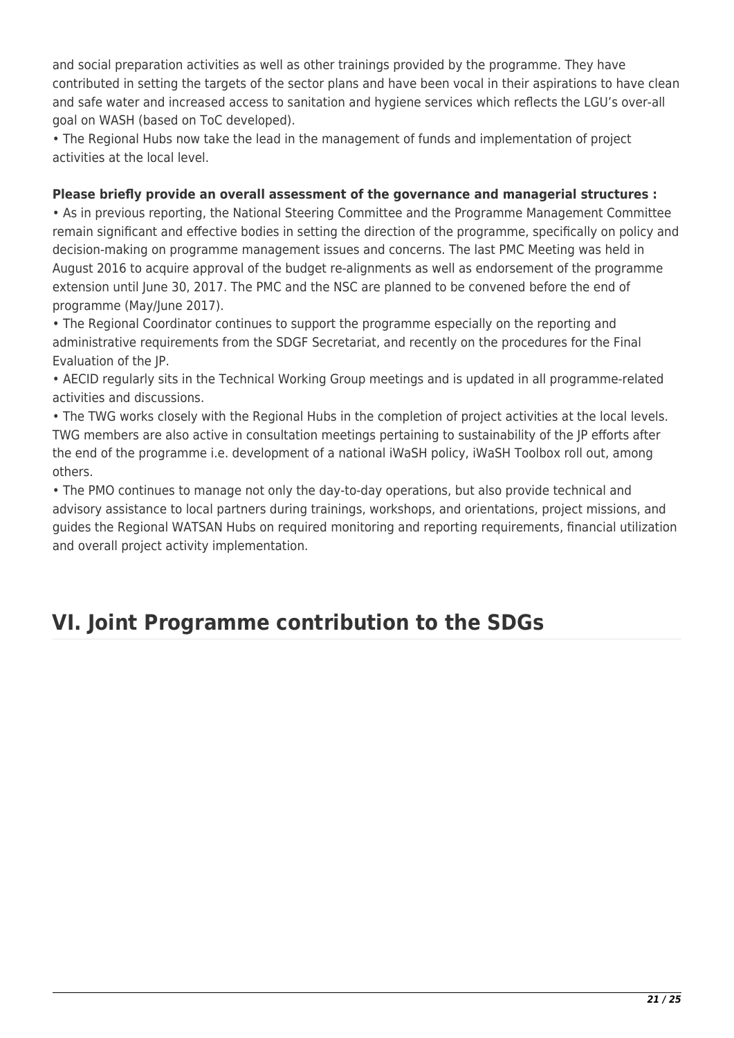and social preparation activities as well as other trainings provided by the programme. They have contributed in setting the targets of the sector plans and have been vocal in their aspirations to have clean and safe water and increased access to sanitation and hygiene services which reflects the LGU's over-all goal on WASH (based on ToC developed).

• The Regional Hubs now take the lead in the management of funds and implementation of project activities at the local level.

**Please briefly provide an overall assessment of the governance and managerial structures :**

• As in previous reporting, the National Steering Committee and the Programme Management Committee remain significant and effective bodies in setting the direction of the programme, specifically on policy and decision-making on programme management issues and concerns. The last PMC Meeting was held in August 2016 to acquire approval of the budget re-alignments as well as endorsement of the programme extension until June 30, 2017. The PMC and the NSC are planned to be convened before the end of programme (May/June 2017).

• The Regional Coordinator continues to support the programme especially on the reporting and administrative requirements from the SDGF Secretariat, and recently on the procedures for the Final Evaluation of the JP.

• AECID regularly sits in the Technical Working Group meetings and is updated in all programme-related activities and discussions.

• The TWG works closely with the Regional Hubs in the completion of project activities at the local levels. TWG members are also active in consultation meetings pertaining to sustainability of the JP efforts after the end of the programme i.e. development of a national iWaSH policy, iWaSH Toolbox roll out, among others.

• The PMO continues to manage not only the day-to-day operations, but also provide technical and advisory assistance to local partners during trainings, workshops, and orientations, project missions, and guides the Regional WATSAN Hubs on required monitoring and reporting requirements, financial utilization and overall project activity implementation.

## VI. Joint Programme contribution to the SDGs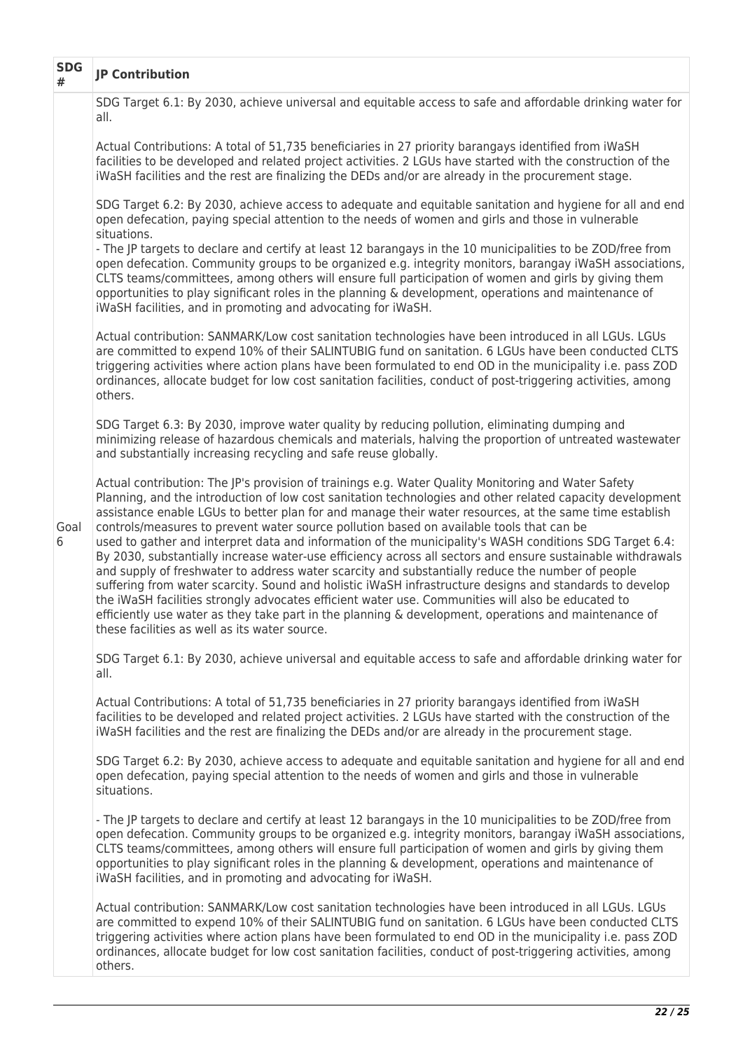| SDG # | JP Contribution |
|---|---|
| Goal 6 | SDG Target 6.1: By 2030, achieve universal and equitable access to safe and affordable drinking water for all.<br><br>Actual Contributions: A total of 51,735 beneficiaries in 27 priority barangays identified from iWaSH facilities to be developed and related project activities. 2 LGUs have started with the construction of the iWaSH facilities and the rest are finalizing the DEDs and/or are already in the procurement stage.<br><br>SDG Target 6.2: By 2030, achieve access to adequate and equitable sanitation and hygiene for all and end open defecation, paying special attention to the needs of women and girls and those in vulnerable situations.<br>- The JP targets to declare and certify at least 12 barangays in the 10 municipalities to be ZOD/free from open defecation. Community groups to be organized e.g. integrity monitors, barangay iWaSH associations, CLTS teams/committees, among others will ensure full participation of women and girls by giving them opportunities to play significant roles in the planning & development, operations and maintenance of iWaSH facilities, and in promoting and advocating for iWaSH.<br><br>Actual contribution: SANMARK/Low cost sanitation technologies have been introduced in all LGUs. LGUs are committed to expend 10% of their SALINTUBIG fund on sanitation. 6 LGUs have been conducted CLTS triggering activities where action plans have been formulated to end OD in the municipality i.e. pass ZOD ordinances, allocate budget for low cost sanitation facilities, conduct of post-triggering activities, among others.<br><br>SDG Target 6.3: By 2030, improve water quality by reducing pollution, eliminating dumping and minimizing release of hazardous chemicals and materials, halving the proportion of untreated wastewater and substantially increasing recycling and safe reuse globally.<br><br>Actual contribution: The JP's provision of trainings e.g. Water Quality Monitoring and Water Safety Planning, and the introduction of low cost sanitation technologies and other related capacity development assistance enable LGUs to better plan for and manage their water resources, at the same time establish controls/measures to prevent water source pollution based on available tools that can be used to gather and interpret data and information of the municipality's WASH conditions SDG Target 6.4: By 2030, substantially increase water-use efficiency across all sectors and ensure sustainable withdrawals and supply of freshwater to address water scarcity and substantially reduce the number of people suffering from water scarcity. Sound and holistic iWaSH infrastructure designs and standards to develop the iWaSH facilities strongly advocates efficient water use. Communities will also be educated to efficiently use water as they take part in the planning & development, operations and maintenance of these facilities as well as its water source.<br><br>SDG Target 6.1: By 2030, achieve universal and equitable access to safe and affordable drinking water for all.<br><br>Actual Contributions: A total of 51,735 beneficiaries in 27 priority barangays identified from iWaSH facilities to be developed and related project activities. 2 LGUs have started with the construction of the iWaSH facilities and the rest are finalizing the DEDs and/or are already in the procurement stage.<br><br>SDG Target 6.2: By 2030, achieve access to adequate and equitable sanitation and hygiene for all and end open defecation, paying special attention to the needs of women and girls and those in vulnerable situations.<br><br>- The JP targets to declare and certify at least 12 barangays in the 10 municipalities to be ZOD/free from open defecation. Community groups to be organized e.g. integrity monitors, barangay iWaSH associations, CLTS teams/committees, among others will ensure full participation of women and girls by giving them opportunities to play significant roles in the planning & development, operations and maintenance of iWaSH facilities, and in promoting and advocating for iWaSH.<br><br>Actual contribution: SANMARK/Low cost sanitation technologies have been introduced in all LGUs. LGUs are committed to expend 10% of their SALINTUBIG fund on sanitation. 6 LGUs have been conducted CLTS triggering activities where action plans have been formulated to end OD in the municipality i.e. pass ZOD ordinances, allocate budget for low cost sanitation facilities, conduct of post-triggering activities, among others. |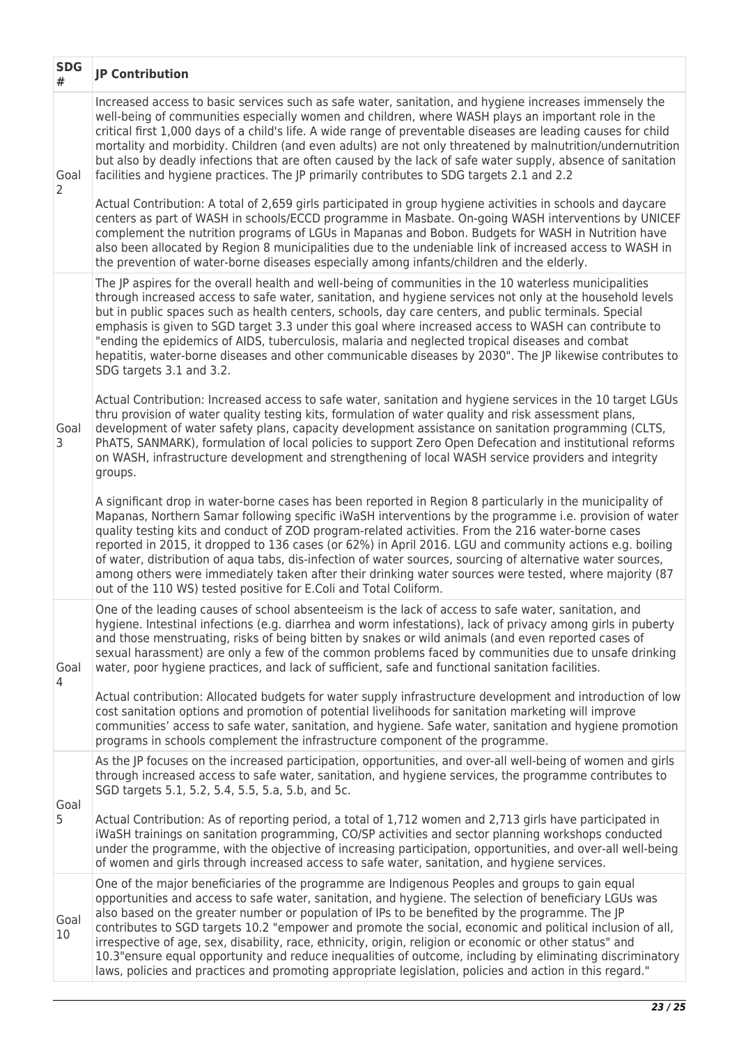| SDG # | JP Contribution |
|---|---|
| Goal 2 | Increased access to basic services such as safe water, sanitation, and hygiene increases immensely the well-being of communities especially women and children, where WASH plays an important role in the critical first 1,000 days of a child's life. A wide range of preventable diseases are leading causes for child mortality and morbidity. Children (and even adults) are not only threatened by malnutrition/undernutrition but also by deadly infections that are often caused by the lack of safe water supply, absence of sanitation facilities and hygiene practices. The JP primarily contributes to SDG targets 2.1 and 2.2<br><br>Actual Contribution: A total of 2,659 girls participated in group hygiene activities in schools and daycare centers as part of WASH in schools/ECCD programme in Masbate. On-going WASH interventions by UNICEF complement the nutrition programs of LGUs in Mapanas and Bobon. Budgets for WASH in Nutrition have also been allocated by Region 8 municipalities due to the undeniable link of increased access to WASH in the prevention of water-borne diseases especially among infants/children and the elderly. |
| Goal 3 | The JP aspires for the overall health and well-being of communities in the 10 waterless municipalities through increased access to safe water, sanitation, and hygiene services not only at the household levels but in public spaces such as health centers, schools, day care centers, and public terminals. Special emphasis is given to SGD target 3.3 under this goal where increased access to WASH can contribute to "ending the epidemics of AIDS, tuberculosis, malaria and neglected tropical diseases and combat hepatitis, water-borne diseases and other communicable diseases by 2030". The JP likewise contributes to SDG targets 3.1 and 3.2.<br><br>Actual Contribution: Increased access to safe water, sanitation and hygiene services in the 10 target LGUs thru provision of water quality testing kits, formulation of water quality and risk assessment plans, development of water safety plans, capacity development assistance on sanitation programming (CLTS, PhATS, SANMARK), formulation of local policies to support Zero Open Defecation and institutional reforms on WASH, infrastructure development and strengthening of local WASH service providers and integrity groups.<br><br>A significant drop in water-borne cases has been reported in Region 8 particularly in the municipality of Mapanas, Northern Samar following specific iWaSH interventions by the programme i.e. provision of water quality testing kits and conduct of ZOD program-related activities. From the 216 water-borne cases reported in 2015, it dropped to 136 cases (or 62%) in April 2016. LGU and community actions e.g. boiling of water, distribution of aqua tabs, dis-infection of water sources, sourcing of alternative water sources, among others were immediately taken after their drinking water sources were tested, where majority (87 out of the 110 WS) tested positive for E.Coli and Total Coliform. |
| Goal 4 | One of the leading causes of school absenteeism is the lack of access to safe water, sanitation, and hygiene. Intestinal infections (e.g. diarrhea and worm infestations), lack of privacy among girls in puberty and those menstruating, risks of being bitten by snakes or wild animals (and even reported cases of sexual harassment) are only a few of the common problems faced by communities due to unsafe drinking water, poor hygiene practices, and lack of sufficient, safe and functional sanitation facilities.<br><br>Actual contribution: Allocated budgets for water supply infrastructure development and introduction of low cost sanitation options and promotion of potential livelihoods for sanitation marketing will improve communities' access to safe water, sanitation, and hygiene. Safe water, sanitation and hygiene promotion programs in schools complement the infrastructure component of the programme. |
| Goal 5 | As the JP focuses on the increased participation, opportunities, and over-all well-being of women and girls through increased access to safe water, sanitation, and hygiene services, the programme contributes to SGD targets 5.1, 5.2, 5.4, 5.5, 5.a, 5.b, and 5c.<br><br>Actual Contribution: As of reporting period, a total of 1,712 women and 2,713 girls have participated in iWaSH trainings on sanitation programming, CO/SP activities and sector planning workshops conducted under the programme, with the objective of increasing participation, opportunities, and over-all well-being of women and girls through increased access to safe water, sanitation, and hygiene services. |
| Goal 10 | One of the major beneficiaries of the programme are Indigenous Peoples and groups to gain equal opportunities and access to safe water, sanitation, and hygiene. The selection of beneficiary LGUs was also based on the greater number or population of IPs to be benefited by the programme. The JP contributes to SGD targets 10.2 "empower and promote the social, economic and political inclusion of all, irrespective of age, sex, disability, race, ethnicity, origin, religion or economic or other status" and 10.3"ensure equal opportunity and reduce inequalities of outcome, including by eliminating discriminatory laws, policies and practices and promoting appropriate legislation, policies and action in this regard." |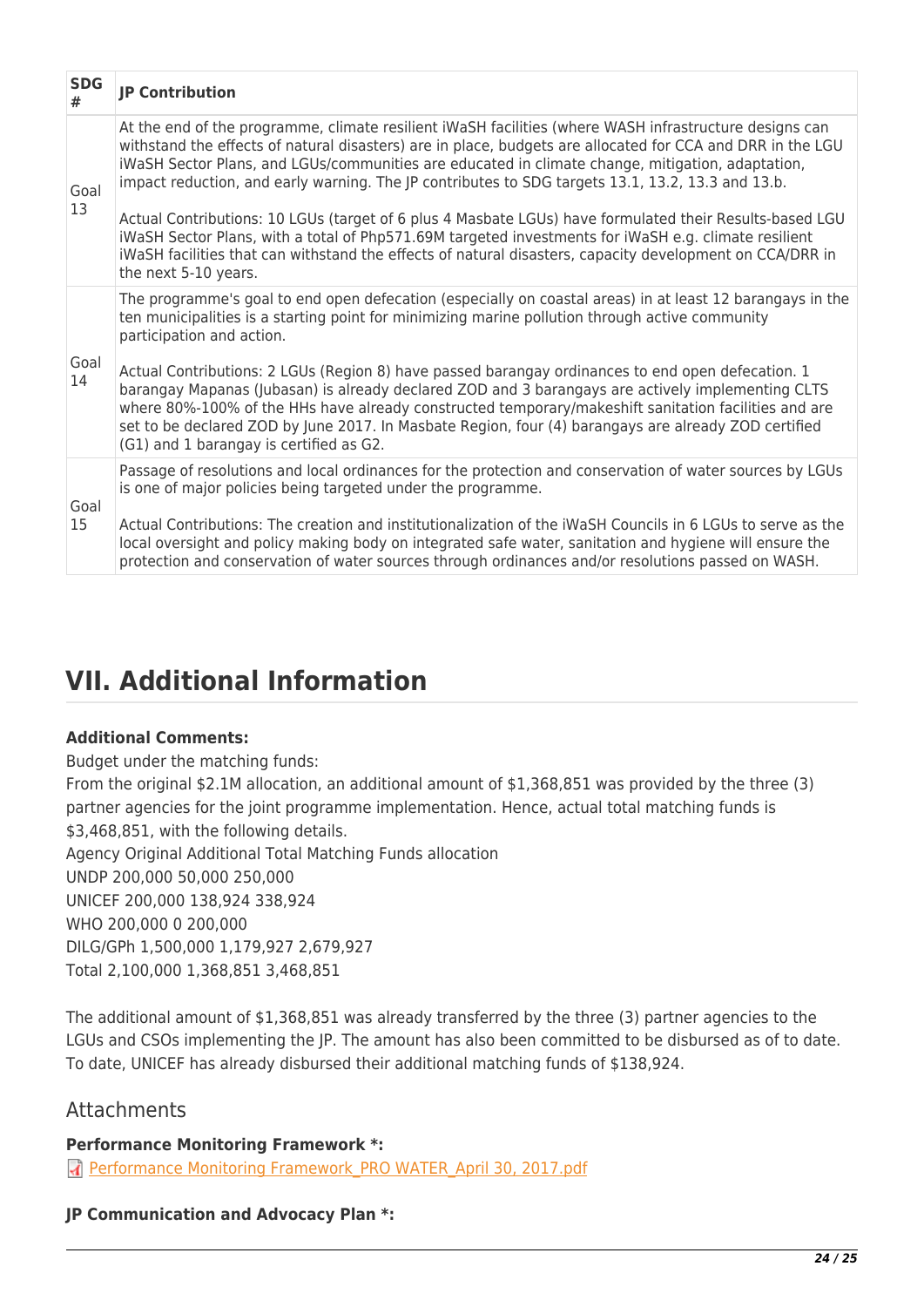| SDG # | JP Contribution |
|---|---|
| Goal 13 | At the end of the programme, climate resilient iWaSH facilities (where WASH infrastructure designs can withstand the effects of natural disasters) are in place, budgets are allocated for CCA and DRR in the LGU iWaSH Sector Plans, and LGUs/communities are educated in climate change, mitigation, adaptation, impact reduction, and early warning. The JP contributes to SDG targets 13.1, 13.2, 13.3 and 13.b.<br><br>Actual Contributions: 10 LGUs (target of 6 plus 4 Masbate LGUs) have formulated their Results-based LGU iWaSH Sector Plans, with a total of Php571.69M targeted investments for iWaSH e.g. climate resilient iWaSH facilities that can withstand the effects of natural disasters, capacity development on CCA/DRR in the next 5-10 years. |
| Goal 14 | The programme's goal to end open defecation (especially on coastal areas) in at least 12 barangays in the ten municipalities is a starting point for minimizing marine pollution through active community participation and action.<br><br>Actual Contributions: 2 LGUs (Region 8) have passed barangay ordinances to end open defecation. 1 barangay Mapanas (Jubasan) is already declared ZOD and 3 barangays are actively implementing CLTS where 80%-100% of the HHs have already constructed temporary/makeshift sanitation facilities and are set to be declared ZOD by June 2017. In Masbate Region, four (4) barangays are already ZOD certified (G1) and 1 barangay is certified as G2. |
| Goal 15 | Passage of resolutions and local ordinances for the protection and conservation of water sources by LGUs is one of major policies being targeted under the programme.<br><br>Actual Contributions: The creation and institutionalization of the iWaSH Councils in 6 LGUs to serve as the local oversight and policy making body on integrated safe water, sanitation and hygiene will ensure the protection and conservation of water sources through ordinances and/or resolutions passed on WASH. |

# VII. Additional Information

**Additional Comments:**

Budget under the matching funds:
From the original $2.1M allocation, an additional amount of $1,368,851 was provided by the three (3) partner agencies for the joint programme implementation. Hence, actual total matching funds is $3,468,851, with the following details.

| Agency | Original | Additional | Total Matching Funds allocation |
|---|---|---|---|
| UNDP | 200,000 | 50,000 | 250,000 |
| UNICEF | 200,000 | 138,924 | 338,924 |
| WHO | 200,000 | 0 | 200,000 |
| DILG/GPh | 1,500,000 | 1,179,927 | 2,679,927 |
| Total | 2,100,000 | 1,368,851 | 3,468,851 |

The additional amount of $1,368,851 was already transferred by the three (3) partner agencies to the LGUs and CSOs implementing the JP. The amount has also been committed to be disbursed as of to date. To date, UNICEF has already disbursed their additional matching funds of $138,924.

## Attachments

**Performance Monitoring Framework *:**

Performance Monitoring Framework_PRO WATER_April 30, 2017.pdf

**JP Communication and Advocacy Plan *:**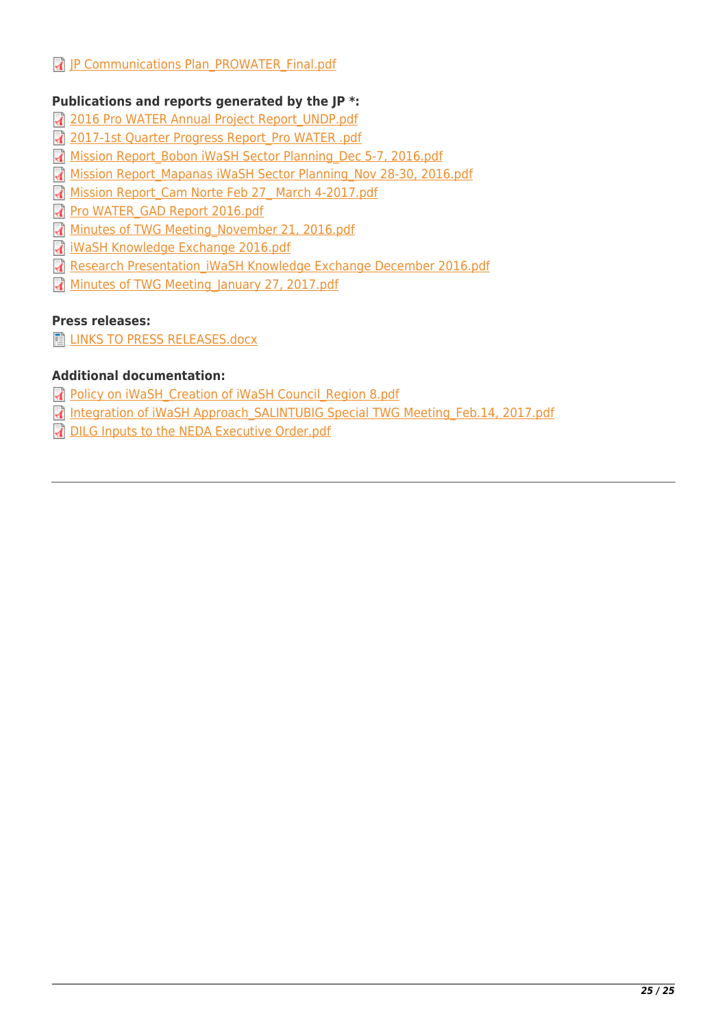JP Communications Plan_PROWATER_Final.pdf

**Publications and reports generated by the JP *:**

- 2016 Pro WATER Annual Project Report_UNDP.pdf
- 2017-1st Quarter Progress Report_Pro WATER .pdf
- Mission Report_Bobon iWaSH Sector Planning_Dec 5-7, 2016.pdf
- Mission Report_Mapanas iWaSH Sector Planning_Nov 28-30, 2016.pdf
- Mission Report_Cam Norte Feb 27_ March 4-2017.pdf
- Pro WATER_GAD Report 2016.pdf
- Minutes of TWG Meeting_November 21, 2016.pdf
- iWaSH Knowledge Exchange 2016.pdf
- Research Presentation_iWaSH Knowledge Exchange December 2016.pdf
- Minutes of TWG Meeting_January 27, 2017.pdf

**Press releases:**

- LINKS TO PRESS RELEASES.docx

**Additional documentation:**

- Policy on iWaSH_Creation of iWaSH Council_Region 8.pdf
- Integration of iWaSH Approach_SALINTUBIG Special TWG Meeting_Feb.14, 2017.pdf
- DILG Inputs to the NEDA Executive Order.pdf